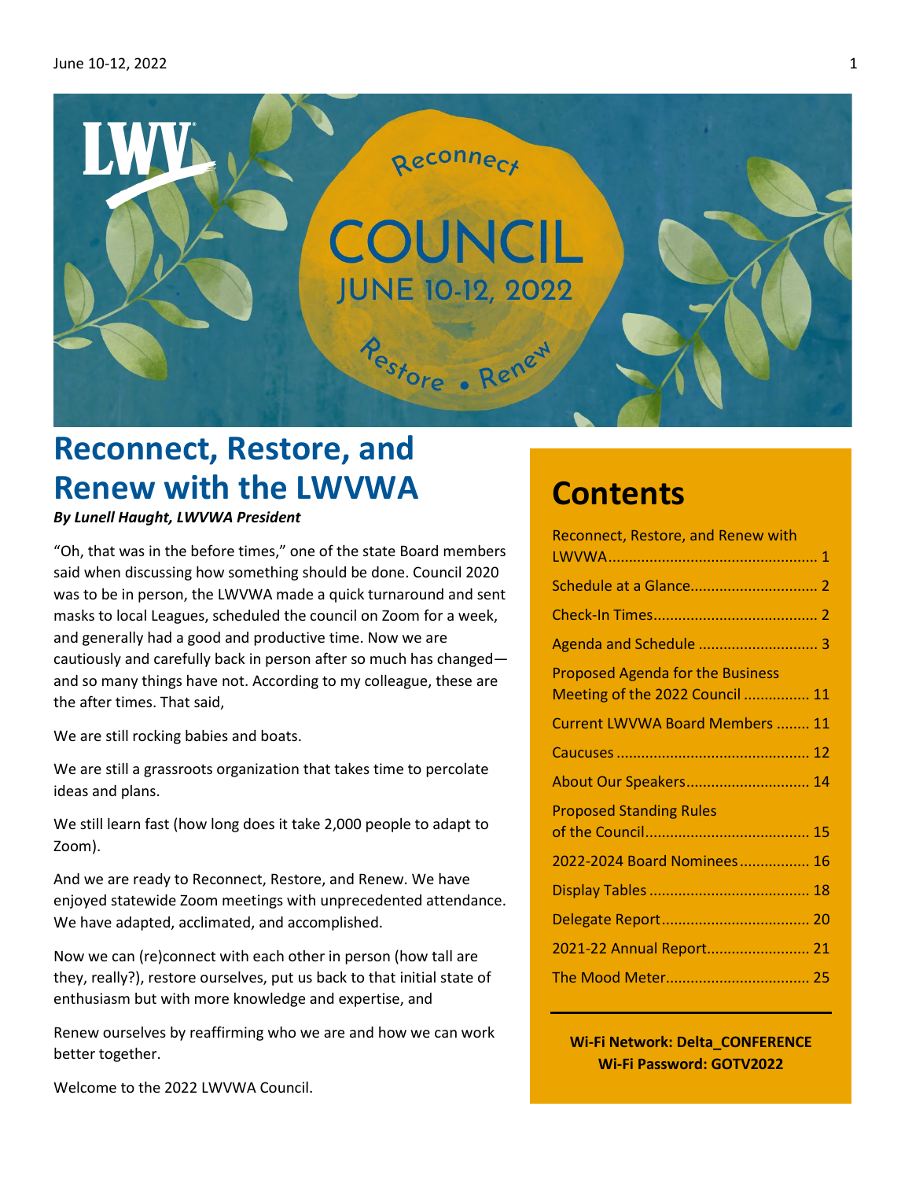Reconnect

# COUNCIL

JUNE 10-12, 2022

Restore • Renew

## Reconnect, Restore, and Renew with the LWVWA

***By Lunell Haught, LWVWA President***

"Oh, that was in the before times," one of the state Board members said when discussing how something should be done. Council 2020 was to be in person, the LWVWA made a quick turnaround and sent masks to local Leagues, scheduled the council on Zoom for a week, and generally had a good and productive time. Now we are cautiously and carefully back in person after so much has changed—and so many things have not. According to my colleague, these are the after times. That said,

We are still rocking babies and boats.

We are still a grassroots organization that takes time to percolate ideas and plans.

We still learn fast (how long does it take 2,000 people to adapt to Zoom).

And we are ready to Reconnect, Restore, and Renew. We have enjoyed statewide Zoom meetings with unprecedented attendance. We have adapted, acclimated, and accomplished.

Now we can (re)connect with each other in person (how tall are they, really?), restore ourselves, put us back to that initial state of enthusiasm but with more knowledge and expertise, and

Renew ourselves by reaffirming who we are and how we can work better together.

Welcome to the 2022 LWVWA Council.

## Contents

- Reconnect, Restore, and Renew with LWVWA .......... 1
- Schedule at a Glance .......... 2
- Check-In Times .......... 2
- Agenda and Schedule .......... 3
- Proposed Agenda for the Business Meeting of the 2022 Council .......... 11
- Current LWVWA Board Members .......... 11
- Caucuses .......... 12
- About Our Speakers .......... 14
- Proposed Standing Rules of the Council .......... 15
- 2022-2024 Board Nominees .......... 16
- Display Tables .......... 18
- Delegate Report .......... 20
- 2021-22 Annual Report .......... 21
- The Mood Meter .......... 25

**Wi-Fi Network: Delta_CONFERENCE**
**Wi-Fi Password: GOTV2022**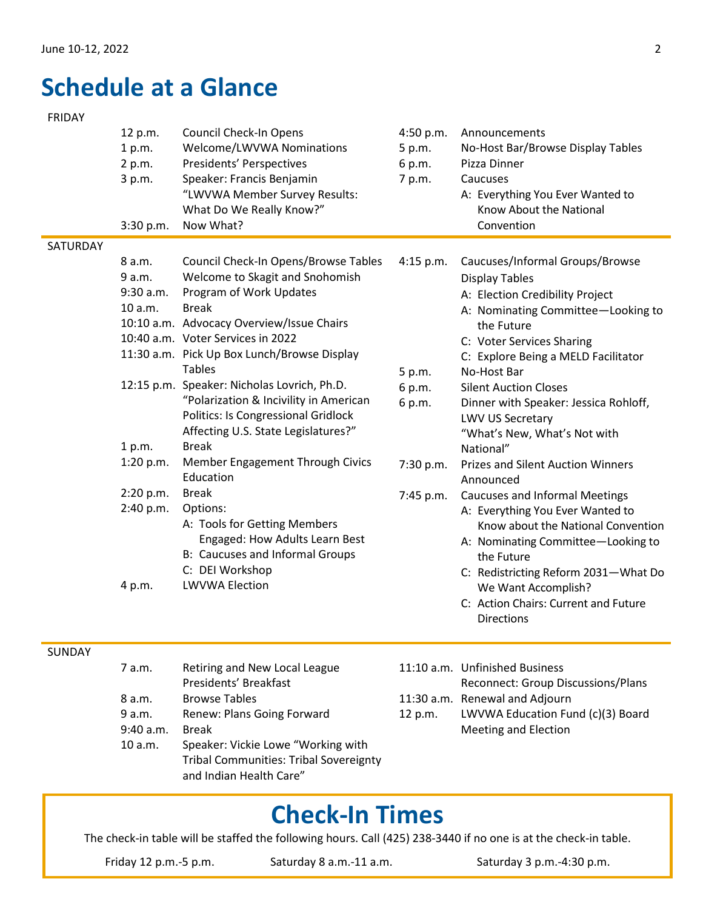# Schedule at a Glance

## FRIDAY

| Time | Event |
|---|---|
| 12 p.m. | Council Check-In Opens |
| 1 p.m. | Welcome/LWVWA Nominations |
| 2 p.m. | Presidents' Perspectives |
| 3 p.m. | Speaker: Francis Benjamin "LWVWA Member Survey Results: What Do We Really Know?" |
| 3:30 p.m. | Now What? |
| 4:50 p.m. | Announcements |
| 5 p.m. | No-Host Bar/Browse Display Tables |
| 6 p.m. | Pizza Dinner |
| 7 p.m. | Caucuses<br>A: Everything You Ever Wanted to Know About the National Convention |

## SATURDAY

| Time | Event |
|---|---|
| 8 a.m. | Council Check-In Opens/Browse Tables |
| 9 a.m. | Welcome to Skagit and Snohomish |
| 9:30 a.m. | Program of Work Updates |
| 10 a.m. | Break |
| 10:10 a.m. | Advocacy Overview/Issue Chairs |
| 10:40 a.m. | Voter Services in 2022 |
| 11:30 a.m. | Pick Up Box Lunch/Browse Display Tables |
| 12:15 p.m. | Speaker: Nicholas Lovrich, Ph.D. "Polarization & Incivility in American Politics: Is Congressional Gridlock Affecting U.S. State Legislatures?" |
| 1 p.m. | Break |
| 1:20 p.m. | Member Engagement Through Civics Education |
| 2:20 p.m. | Break |
| 2:40 p.m. | Options:<br>A: Tools for Getting Members Engaged: How Adults Learn Best<br>B: Caucuses and Informal Groups<br>C: DEI Workshop |
| 4 p.m. | LWVWA Election |
| 4:15 p.m. | Caucuses/Informal Groups/Browse Display Tables<br>A: Election Credibility Project<br>A: Nominating Committee—Looking to the Future<br>C: Voter Services Sharing<br>C: Explore Being a MELD Facilitator |
| 5 p.m. | No-Host Bar |
| 6 p.m. | Silent Auction Closes |
| 6 p.m. | Dinner with Speaker: Jessica Rohloff, LWV US Secretary "What's New, What's Not with National" |
| 7:30 p.m. | Prizes and Silent Auction Winners Announced |
| 7:45 p.m. | Caucuses and Informal Meetings<br>A: Everything You Ever Wanted to Know about the National Convention<br>A: Nominating Committee—Looking to the Future<br>C: Redistricting Reform 2031—What Do We Want Accomplish?<br>C: Action Chairs: Current and Future Directions |

## SUNDAY

| Time | Event |
|---|---|
| 7 a.m. | Retiring and New Local League Presidents' Breakfast |
| 8 a.m. | Browse Tables |
| 9 a.m. | Renew: Plans Going Forward |
| 9:40 a.m. | Break |
| 10 a.m. | Speaker: Vickie Lowe "Working with Tribal Communities: Tribal Sovereignty and Indian Health Care" |
| 11:10 a.m. | Unfinished Business<br>Reconnect: Group Discussions/Plans |
| 11:30 a.m. | Renewal and Adjourn |
| 12 p.m. | LWVWA Education Fund (c)(3) Board Meeting and Election |

# Check-In Times

The check-in table will be staffed the following hours. Call (425) 238-3440 if no one is at the check-in table.

Friday 12 p.m.-5 p.m. Saturday 8 a.m.-11 a.m. Saturday 3 p.m.-4:30 p.m.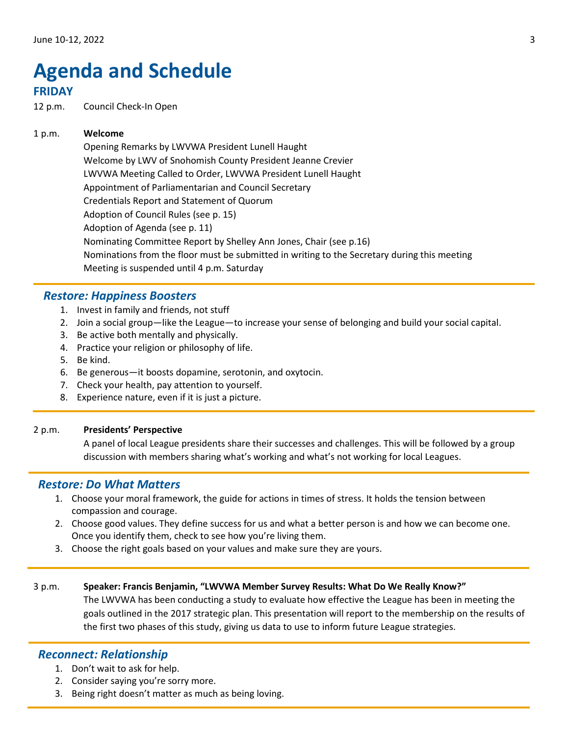# Agenda and Schedule

## FRIDAY

12 p.m. Council Check-In Open

1 p.m. **Welcome**

Opening Remarks by LWVWA President Lunell Haught
Welcome by LWV of Snohomish County President Jeanne Crevier
LWVWA Meeting Called to Order, LWVWA President Lunell Haught
Appointment of Parliamentarian and Council Secretary
Credentials Report and Statement of Quorum
Adoption of Council Rules (see p. 15)
Adoption of Agenda (see p. 11)
Nominating Committee Report by Shelley Ann Jones, Chair (see p.16)
Nominations from the floor must be submitted in writing to the Secretary during this meeting
Meeting is suspended until 4 p.m. Saturday

### *Restore: Happiness Boosters*

1. Invest in family and friends, not stuff
2. Join a social group—like the League—to increase your sense of belonging and build your social capital.
3. Be active both mentally and physically.
4. Practice your religion or philosophy of life.
5. Be kind.
6. Be generous—it boosts dopamine, serotonin, and oxytocin.
7. Check your health, pay attention to yourself.
8. Experience nature, even if it is just a picture.

2 p.m. **Presidents' Perspective**

A panel of local League presidents share their successes and challenges. This will be followed by a group discussion with members sharing what's working and what's not working for local Leagues.

### *Restore: Do What Matters*

1. Choose your moral framework, the guide for actions in times of stress. It holds the tension between compassion and courage.
2. Choose good values. They define success for us and what a better person is and how we can become one. Once you identify them, check to see how you're living them.
3. Choose the right goals based on your values and make sure they are yours.

3 p.m. **Speaker: Francis Benjamin, "LWVWA Member Survey Results: What Do We Really Know?"**

The LWVWA has been conducting a study to evaluate how effective the League has been in meeting the goals outlined in the 2017 strategic plan. This presentation will report to the membership on the results of the first two phases of this study, giving us data to use to inform future League strategies.

### *Reconnect: Relationship*

1. Don't wait to ask for help.
2. Consider saying you're sorry more.
3. Being right doesn't matter as much as being loving.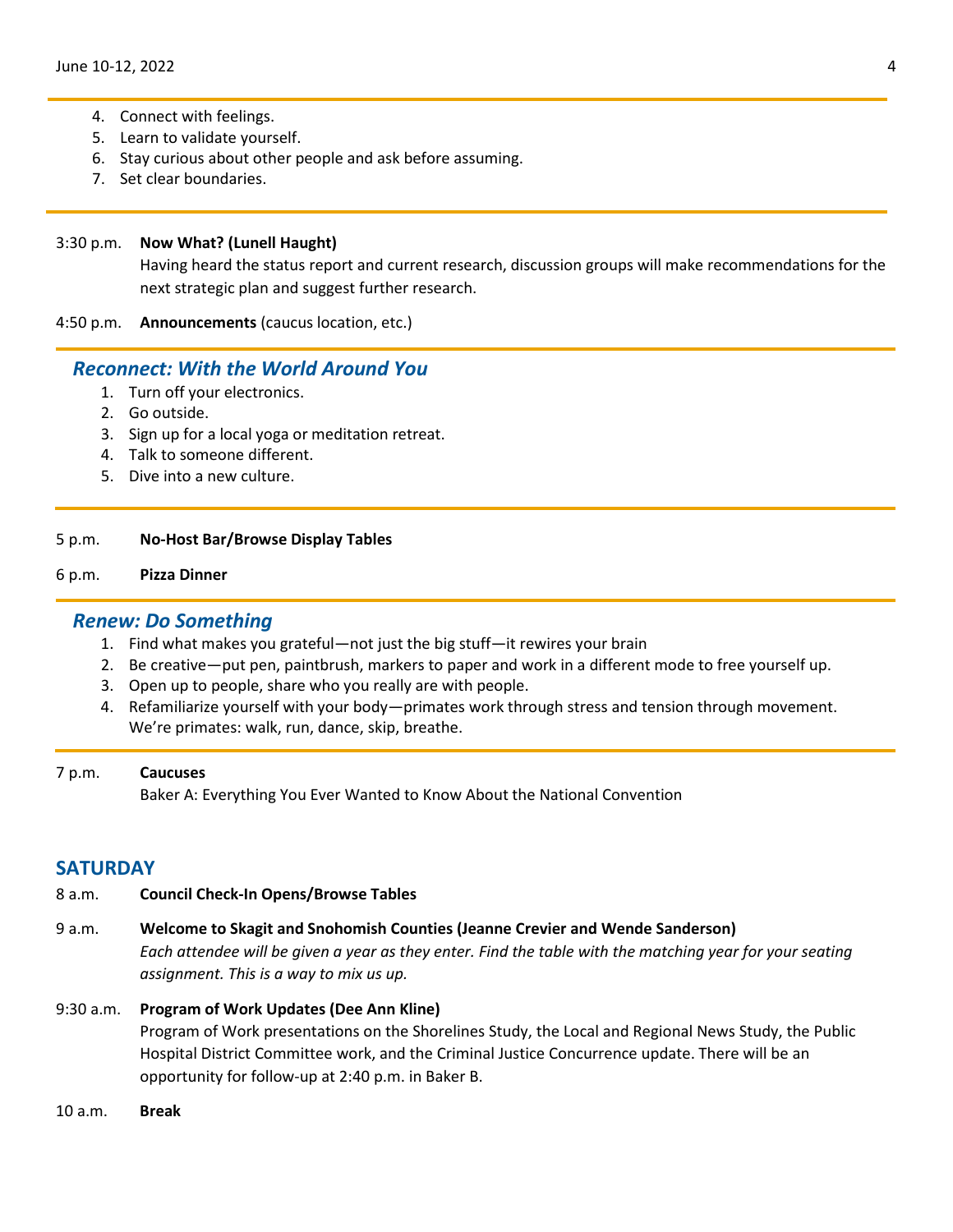4. Connect with feelings.
5. Learn to validate yourself.
6. Stay curious about other people and ask before assuming.
7. Set clear boundaries.

---

3:30 p.m. **Now What? (Lunell Haught)**
Having heard the status report and current research, discussion groups will make recommendations for the next strategic plan and suggest further research.

4:50 p.m. **Announcements** (caucus location, etc.)

---

### *Reconnect: With the World Around You*

1. Turn off your electronics.
2. Go outside.
3. Sign up for a local yoga or meditation retreat.
4. Talk to someone different.
5. Dive into a new culture.

---

5 p.m. **No-Host Bar/Browse Display Tables**

6 p.m. **Pizza Dinner**

---

### *Renew: Do Something*

1. Find what makes you grateful—not just the big stuff—it rewires your brain
2. Be creative—put pen, paintbrush, markers to paper and work in a different mode to free yourself up.
3. Open up to people, share who you really are with people.
4. Refamiliarize yourself with your body—primates work through stress and tension through movement. We're primates: walk, run, dance, skip, breathe.

---

7 p.m. **Caucuses**
Baker A: Everything You Ever Wanted to Know About the National Convention

## SATURDAY

8 a.m. **Council Check-In Opens/Browse Tables**

9 a.m. **Welcome to Skagit and Snohomish Counties (Jeanne Crevier and Wende Sanderson)**
*Each attendee will be given a year as they enter. Find the table with the matching year for your seating assignment. This is a way to mix us up.*

9:30 a.m. **Program of Work Updates (Dee Ann Kline)**
Program of Work presentations on the Shorelines Study, the Local and Regional News Study, the Public Hospital District Committee work, and the Criminal Justice Concurrence update. There will be an opportunity for follow-up at 2:40 p.m. in Baker B.

10 a.m. **Break**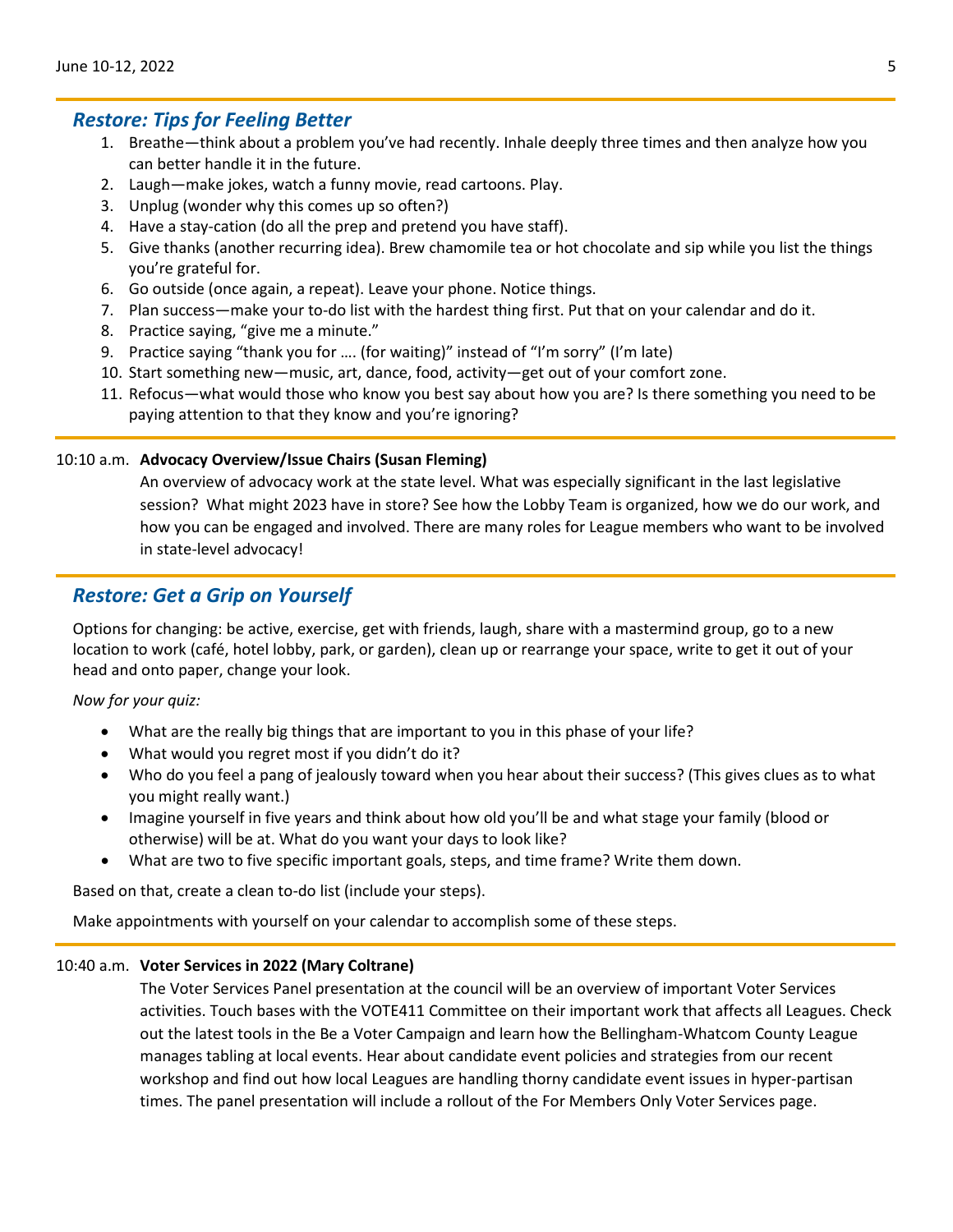## *Restore: Tips for Feeling Better*

1. Breathe—think about a problem you've had recently. Inhale deeply three times and then analyze how you can better handle it in the future.
2. Laugh—make jokes, watch a funny movie, read cartoons. Play.
3. Unplug (wonder why this comes up so often?)
4. Have a stay-cation (do all the prep and pretend you have staff).
5. Give thanks (another recurring idea). Brew chamomile tea or hot chocolate and sip while you list the things you're grateful for.
6. Go outside (once again, a repeat). Leave your phone. Notice things.
7. Plan success—make your to-do list with the hardest thing first. Put that on your calendar and do it.
8. Practice saying, "give me a minute."
9. Practice saying "thank you for …. (for waiting)" instead of "I'm sorry" (I'm late)
10. Start something new—music, art, dance, food, activity—get out of your comfort zone.
11. Refocus—what would those who know you best say about how you are? Is there something you need to be paying attention to that they know and you're ignoring?

10:10 a.m. **Advocacy Overview/Issue Chairs (Susan Fleming)**

An overview of advocacy work at the state level. What was especially significant in the last legislative session? What might 2023 have in store? See how the Lobby Team is organized, how we do our work, and how you can be engaged and involved. There are many roles for League members who want to be involved in state-level advocacy!

## *Restore: Get a Grip on Yourself*

Options for changing: be active, exercise, get with friends, laugh, share with a mastermind group, go to a new location to work (café, hotel lobby, park, or garden), clean up or rearrange your space, write to get it out of your head and onto paper, change your look.

*Now for your quiz:*

- What are the really big things that are important to you in this phase of your life?
- What would you regret most if you didn't do it?
- Who do you feel a pang of jealously toward when you hear about their success? (This gives clues as to what you might really want.)
- Imagine yourself in five years and think about how old you'll be and what stage your family (blood or otherwise) will be at. What do you want your days to look like?
- What are two to five specific important goals, steps, and time frame? Write them down.

Based on that, create a clean to-do list (include your steps).

Make appointments with yourself on your calendar to accomplish some of these steps.

10:40 a.m. **Voter Services in 2022 (Mary Coltrane)**

The Voter Services Panel presentation at the council will be an overview of important Voter Services activities. Touch bases with the VOTE411 Committee on their important work that affects all Leagues. Check out the latest tools in the Be a Voter Campaign and learn how the Bellingham-Whatcom County League manages tabling at local events. Hear about candidate event policies and strategies from our recent workshop and find out how local Leagues are handling thorny candidate event issues in hyper-partisan times. The panel presentation will include a rollout of the For Members Only Voter Services page.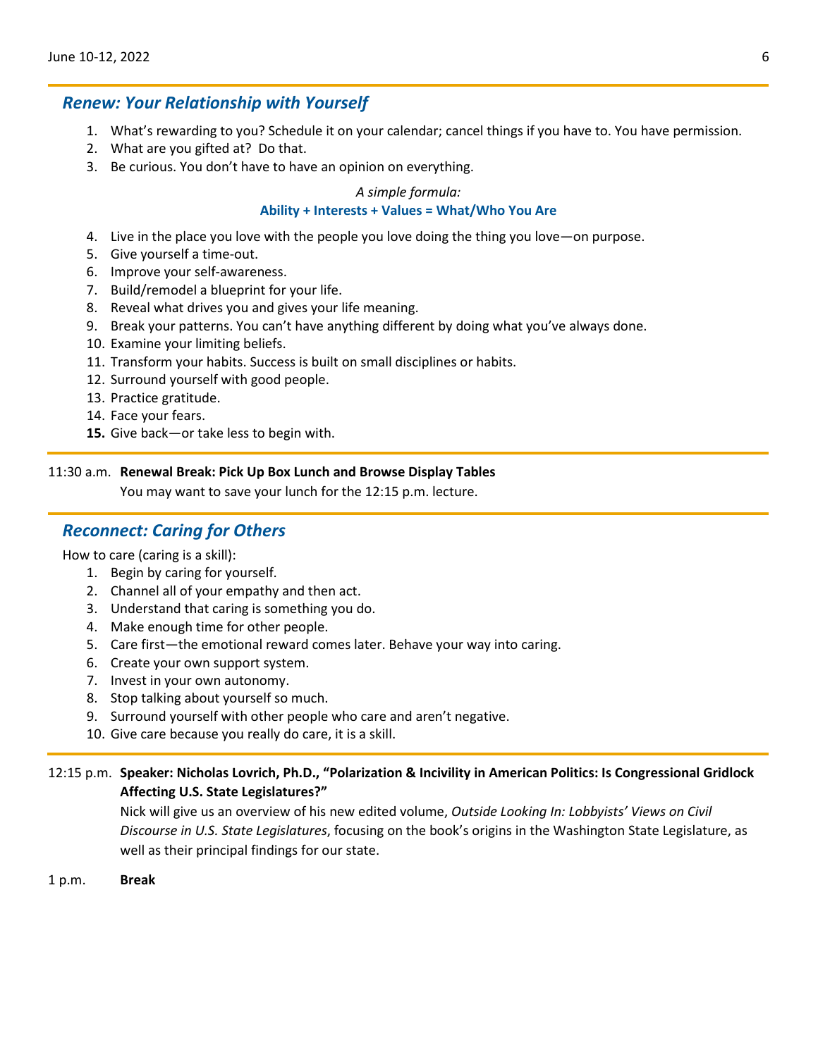## *Renew: Your Relationship with Yourself*

1. What's rewarding to you? Schedule it on your calendar; cancel things if you have to. You have permission.
2. What are you gifted at? Do that.
3. Be curious. You don't have to have an opinion on everything.

*A simple formula:*

**Ability + Interests + Values = What/Who You Are**

4. Live in the place you love with the people you love doing the thing you love—on purpose.
5. Give yourself a time-out.
6. Improve your self-awareness.
7. Build/remodel a blueprint for your life.
8. Reveal what drives you and gives your life meaning.
9. Break your patterns. You can't have anything different by doing what you've always done.
10. Examine your limiting beliefs.
11. Transform your habits. Success is built on small disciplines or habits.
12. Surround yourself with good people.
13. Practice gratitude.
14. Face your fears.
15. Give back—or take less to begin with.

11:30 a.m. **Renewal Break: Pick Up Box Lunch and Browse Display Tables**
You may want to save your lunch for the 12:15 p.m. lecture.

## *Reconnect: Caring for Others*

How to care (caring is a skill):

1. Begin by caring for yourself.
2. Channel all of your empathy and then act.
3. Understand that caring is something you do.
4. Make enough time for other people.
5. Care first—the emotional reward comes later. Behave your way into caring.
6. Create your own support system.
7. Invest in your own autonomy.
8. Stop talking about yourself so much.
9. Surround yourself with other people who care and aren't negative.
10. Give care because you really do care, it is a skill.

12:15 p.m. **Speaker: Nicholas Lovrich, Ph.D., "Polarization & Incivility in American Politics: Is Congressional Gridlock Affecting U.S. State Legislatures?"**
Nick will give us an overview of his new edited volume, *Outside Looking In: Lobbyists' Views on Civil Discourse in U.S. State Legislatures*, focusing on the book's origins in the Washington State Legislature, as well as their principal findings for our state.

1 p.m. **Break**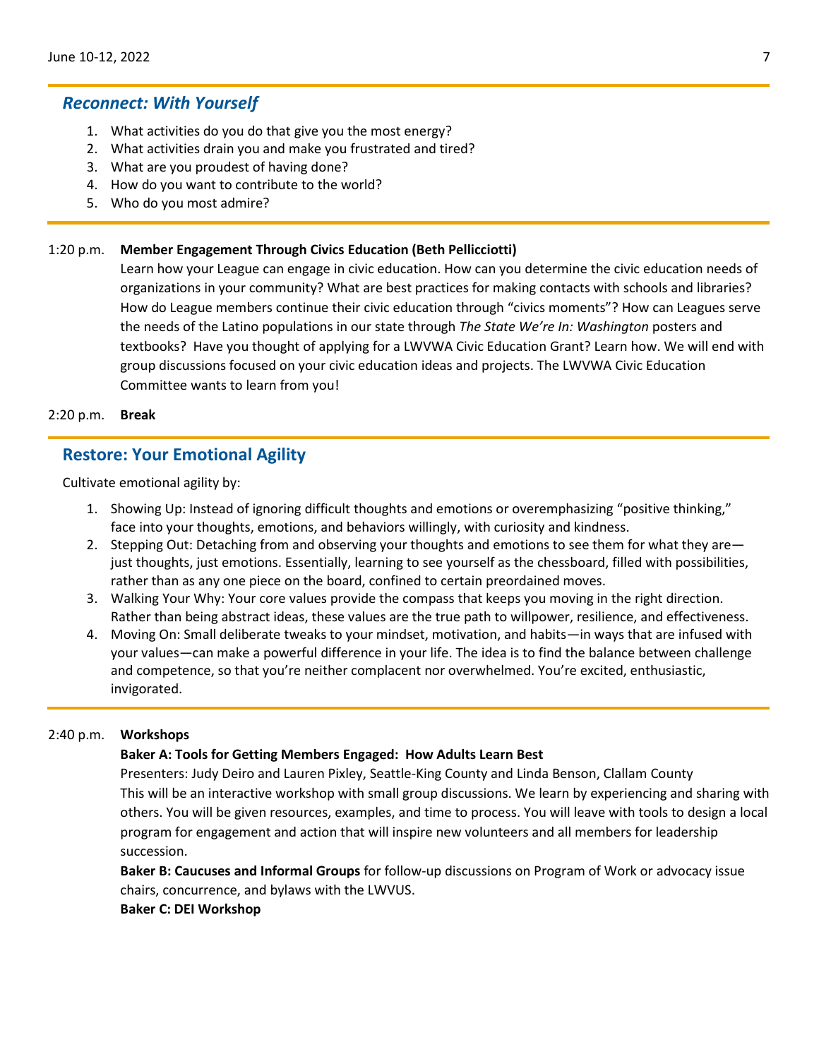## *Reconnect: With Yourself*

1. What activities do you do that give you the most energy?
2. What activities drain you and make you frustrated and tired?
3. What are you proudest of having done?
4. How do you want to contribute to the world?
5. Who do you most admire?

1:20 p.m. **Member Engagement Through Civics Education (Beth Pellicciotti)**

Learn how your League can engage in civic education. How can you determine the civic education needs of organizations in your community? What are best practices for making contacts with schools and libraries? How do League members continue their civic education through "civics moments"? How can Leagues serve the needs of the Latino populations in our state through *The State We're In: Washington* posters and textbooks? Have you thought of applying for a LWVWA Civic Education Grant? Learn how. We will end with group discussions focused on your civic education ideas and projects. The LWVWA Civic Education Committee wants to learn from you!

2:20 p.m. **Break**

## Restore: Your Emotional Agility

Cultivate emotional agility by:

1. Showing Up: Instead of ignoring difficult thoughts and emotions or overemphasizing "positive thinking," face into your thoughts, emotions, and behaviors willingly, with curiosity and kindness.
2. Stepping Out: Detaching from and observing your thoughts and emotions to see them for what they are—just thoughts, just emotions. Essentially, learning to see yourself as the chessboard, filled with possibilities, rather than as any one piece on the board, confined to certain preordained moves.
3. Walking Your Why: Your core values provide the compass that keeps you moving in the right direction. Rather than being abstract ideas, these values are the true path to willpower, resilience, and effectiveness.
4. Moving On: Small deliberate tweaks to your mindset, motivation, and habits—in ways that are infused with your values—can make a powerful difference in your life. The idea is to find the balance between challenge and competence, so that you're neither complacent nor overwhelmed. You're excited, enthusiastic, invigorated.

2:40 p.m. **Workshops**

**Baker A: Tools for Getting Members Engaged: How Adults Learn Best**

Presenters: Judy Deiro and Lauren Pixley, Seattle-King County and Linda Benson, Clallam County

This will be an interactive workshop with small group discussions. We learn by experiencing and sharing with others. You will be given resources, examples, and time to process. You will leave with tools to design a local program for engagement and action that will inspire new volunteers and all members for leadership succession.

**Baker B: Caucuses and Informal Groups** for follow-up discussions on Program of Work or advocacy issue chairs, concurrence, and bylaws with the LWVUS.

**Baker C: DEI Workshop**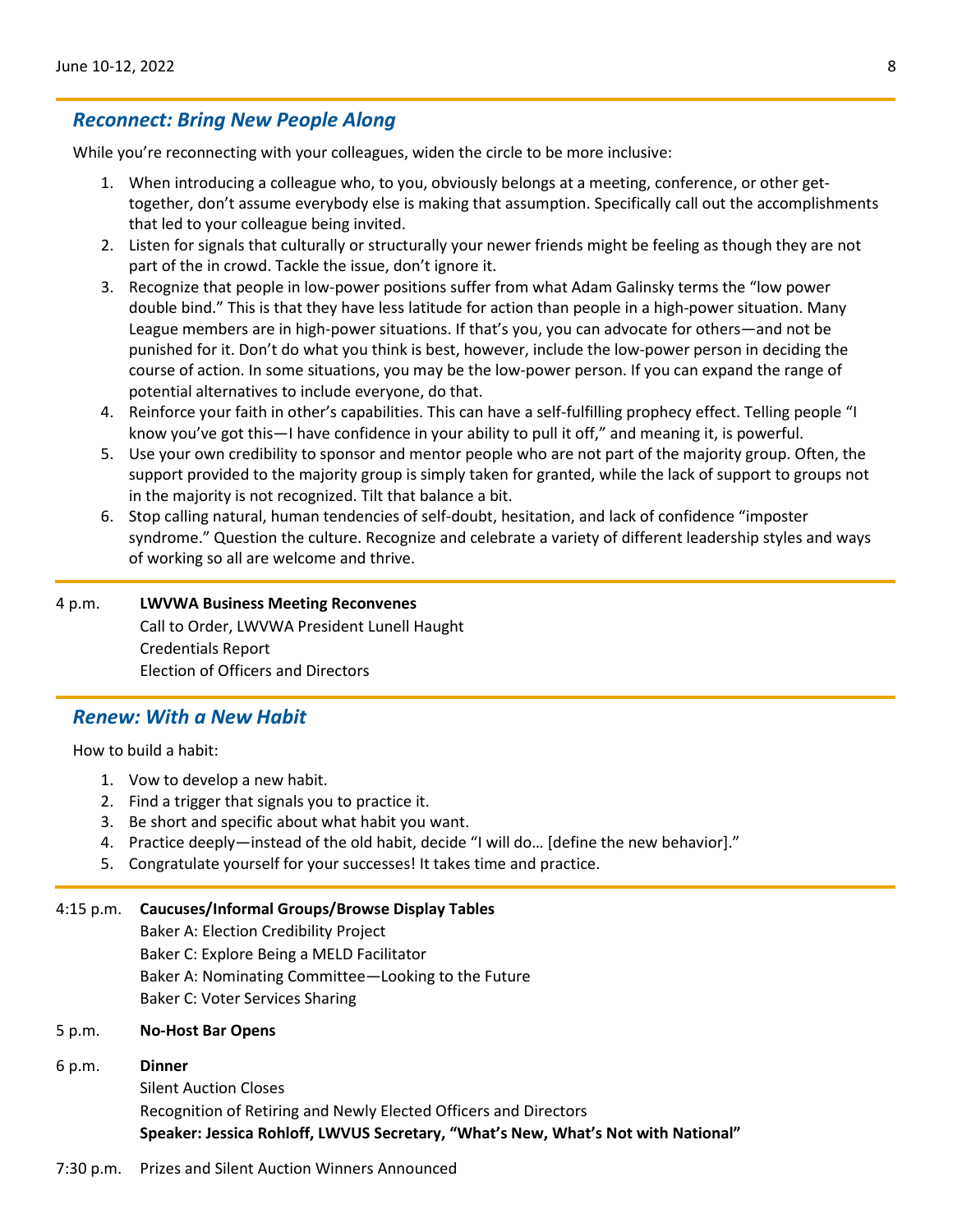## *Reconnect: Bring New People Along*

While you're reconnecting with your colleagues, widen the circle to be more inclusive:

1. When introducing a colleague who, to you, obviously belongs at a meeting, conference, or other get-together, don't assume everybody else is making that assumption. Specifically call out the accomplishments that led to your colleague being invited.
2. Listen for signals that culturally or structurally your newer friends might be feeling as though they are not part of the in crowd. Tackle the issue, don't ignore it.
3. Recognize that people in low-power positions suffer from what Adam Galinsky terms the "low power double bind." This is that they have less latitude for action than people in a high-power situation. Many League members are in high-power situations. If that's you, you can advocate for others—and not be punished for it. Don't do what you think is best, however, include the low-power person in deciding the course of action. In some situations, you may be the low-power person. If you can expand the range of potential alternatives to include everyone, do that.
4. Reinforce your faith in other's capabilities. This can have a self-fulfilling prophecy effect. Telling people "I know you've got this—I have confidence in your ability to pull it off," and meaning it, is powerful.
5. Use your own credibility to sponsor and mentor people who are not part of the majority group. Often, the support provided to the majority group is simply taken for granted, while the lack of support to groups not in the majority is not recognized. Tilt that balance a bit.
6. Stop calling natural, human tendencies of self-doubt, hesitation, and lack of confidence "imposter syndrome." Question the culture. Recognize and celebrate a variety of different leadership styles and ways of working so all are welcome and thrive.

4 p.m. **LWVWA Business Meeting Reconvenes**
Call to Order, LWVWA President Lunell Haught
Credentials Report
Election of Officers and Directors

## *Renew: With a New Habit*

How to build a habit:

1. Vow to develop a new habit.
2. Find a trigger that signals you to practice it.
3. Be short and specific about what habit you want.
4. Practice deeply—instead of the old habit, decide "I will do… [define the new behavior]."
5. Congratulate yourself for your successes! It takes time and practice.

4:15 p.m. **Caucuses/Informal Groups/Browse Display Tables**
Baker A: Election Credibility Project
Baker C: Explore Being a MELD Facilitator
Baker A: Nominating Committee—Looking to the Future
Baker C: Voter Services Sharing

5 p.m. **No-Host Bar Opens**

6 p.m. **Dinner**
Silent Auction Closes
Recognition of Retiring and Newly Elected Officers and Directors
**Speaker: Jessica Rohloff, LWVUS Secretary, "What's New, What's Not with National"**

7:30 p.m. Prizes and Silent Auction Winners Announced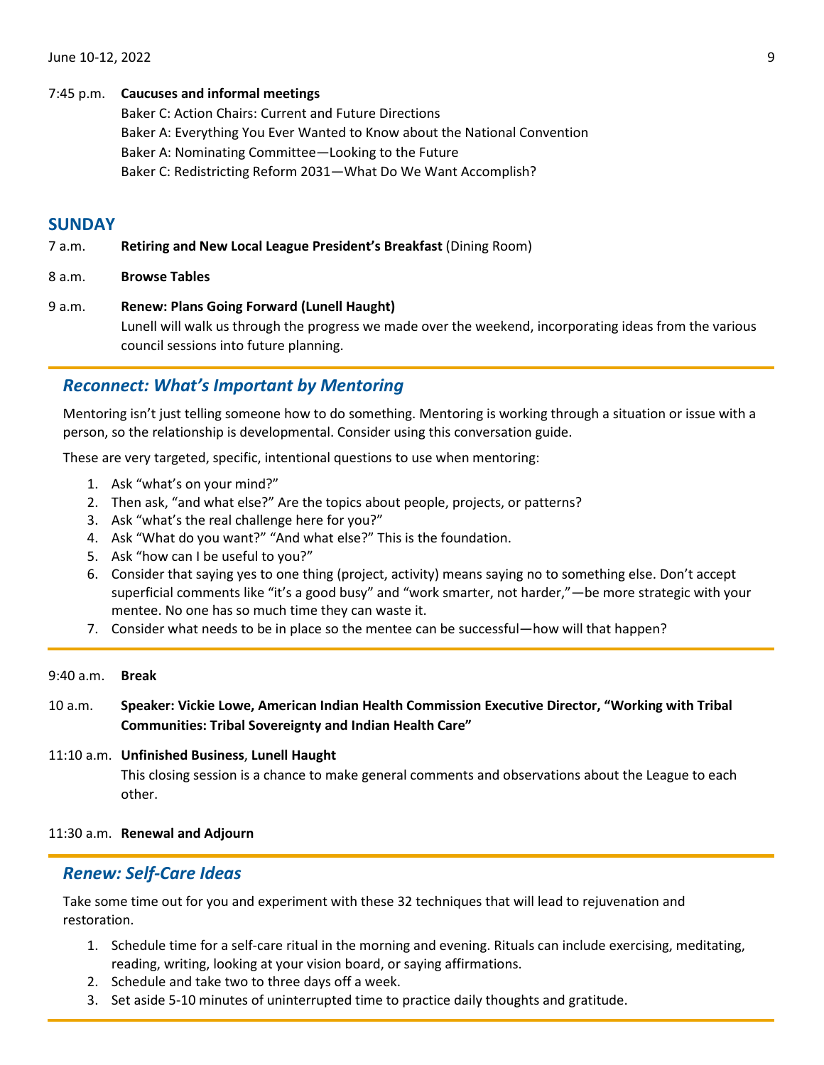7:45 p.m. **Caucuses and informal meetings**

Baker C: Action Chairs: Current and Future Directions
Baker A: Everything You Ever Wanted to Know about the National Convention
Baker A: Nominating Committee—Looking to the Future
Baker C: Redistricting Reform 2031—What Do We Want Accomplish?

## SUNDAY

7 a.m. **Retiring and New Local League President's Breakfast** (Dining Room)

8 a.m. **Browse Tables**

9 a.m. **Renew: Plans Going Forward (Lunell Haught)**

Lunell will walk us through the progress we made over the weekend, incorporating ideas from the various council sessions into future planning.

### *Reconnect: What's Important by Mentoring*

Mentoring isn't just telling someone how to do something. Mentoring is working through a situation or issue with a person, so the relationship is developmental. Consider using this conversation guide.

These are very targeted, specific, intentional questions to use when mentoring:

1. Ask "what's on your mind?"
2. Then ask, "and what else?" Are the topics about people, projects, or patterns?
3. Ask "what's the real challenge here for you?"
4. Ask "What do you want?" "And what else?" This is the foundation.
5. Ask "how can I be useful to you?"
6. Consider that saying yes to one thing (project, activity) means saying no to something else. Don't accept superficial comments like "it's a good busy" and "work smarter, not harder,"—be more strategic with your mentee. No one has so much time they can waste it.
7. Consider what needs to be in place so the mentee can be successful—how will that happen?

9:40 a.m. **Break**

10 a.m. **Speaker: Vickie Lowe, American Indian Health Commission Executive Director, "Working with Tribal Communities: Tribal Sovereignty and Indian Health Care"**

11:10 a.m. **Unfinished Business**, **Lunell Haught**

This closing session is a chance to make general comments and observations about the League to each other.

11:30 a.m. **Renewal and Adjourn**

### *Renew: Self-Care Ideas*

Take some time out for you and experiment with these 32 techniques that will lead to rejuvenation and restoration.

1. Schedule time for a self-care ritual in the morning and evening. Rituals can include exercising, meditating, reading, writing, looking at your vision board, or saying affirmations.
2. Schedule and take two to three days off a week.
3. Set aside 5-10 minutes of uninterrupted time to practice daily thoughts and gratitude.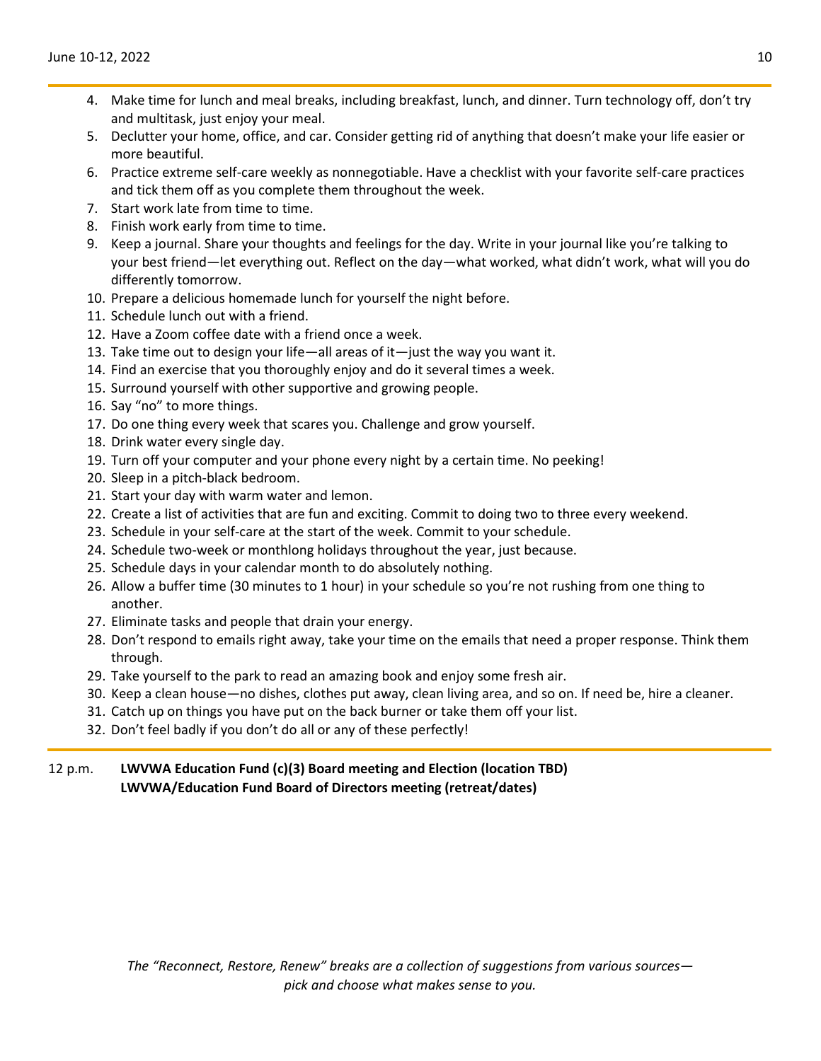4. Make time for lunch and meal breaks, including breakfast, lunch, and dinner. Turn technology off, don't try and multitask, just enjoy your meal.
5. Declutter your home, office, and car. Consider getting rid of anything that doesn't make your life easier or more beautiful.
6. Practice extreme self-care weekly as nonnegotiable. Have a checklist with your favorite self-care practices and tick them off as you complete them throughout the week.
7. Start work late from time to time.
8. Finish work early from time to time.
9. Keep a journal. Share your thoughts and feelings for the day. Write in your journal like you're talking to your best friend—let everything out. Reflect on the day—what worked, what didn't work, what will you do differently tomorrow.
10. Prepare a delicious homemade lunch for yourself the night before.
11. Schedule lunch out with a friend.
12. Have a Zoom coffee date with a friend once a week.
13. Take time out to design your life—all areas of it—just the way you want it.
14. Find an exercise that you thoroughly enjoy and do it several times a week.
15. Surround yourself with other supportive and growing people.
16. Say "no" to more things.
17. Do one thing every week that scares you. Challenge and grow yourself.
18. Drink water every single day.
19. Turn off your computer and your phone every night by a certain time. No peeking!
20. Sleep in a pitch-black bedroom.
21. Start your day with warm water and lemon.
22. Create a list of activities that are fun and exciting. Commit to doing two to three every weekend.
23. Schedule in your self-care at the start of the week. Commit to your schedule.
24. Schedule two-week or monthlong holidays throughout the year, just because.
25. Schedule days in your calendar month to do absolutely nothing.
26. Allow a buffer time (30 minutes to 1 hour) in your schedule so you're not rushing from one thing to another.
27. Eliminate tasks and people that drain your energy.
28. Don't respond to emails right away, take your time on the emails that need a proper response. Think them through.
29. Take yourself to the park to read an amazing book and enjoy some fresh air.
30. Keep a clean house—no dishes, clothes put away, clean living area, and so on. If need be, hire a cleaner.
31. Catch up on things you have put on the back burner or take them off your list.
32. Don't feel badly if you don't do all or any of these perfectly!

12 p.m. **LWVWA Education Fund (c)(3) Board meeting and Election (location TBD)**
**LWVWA/Education Fund Board of Directors meeting (retreat/dates)**

*The "Reconnect, Restore, Renew" breaks are a collection of suggestions from various sources—pick and choose what makes sense to you.*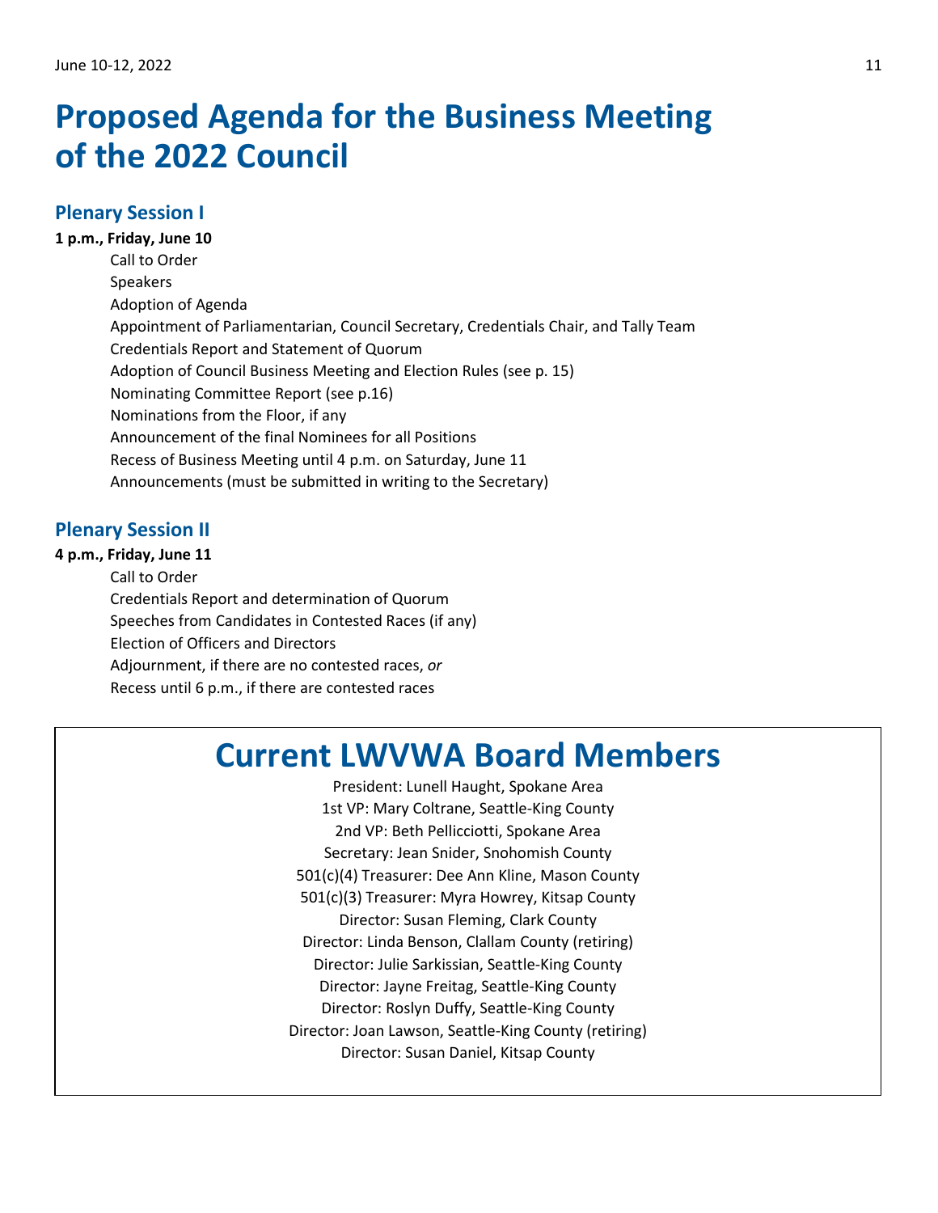# Proposed Agenda for the Business Meeting of the 2022 Council

## Plenary Session I

**1 p.m., Friday, June 10**

Call to Order
Speakers
Adoption of Agenda
Appointment of Parliamentarian, Council Secretary, Credentials Chair, and Tally Team
Credentials Report and Statement of Quorum
Adoption of Council Business Meeting and Election Rules (see p. 15)
Nominating Committee Report (see p.16)
Nominations from the Floor, if any
Announcement of the final Nominees for all Positions
Recess of Business Meeting until 4 p.m. on Saturday, June 11
Announcements (must be submitted in writing to the Secretary)

## Plenary Session II

**4 p.m., Friday, June 11**

Call to Order
Credentials Report and determination of Quorum
Speeches from Candidates in Contested Races (if any)
Election of Officers and Directors
Adjournment, if there are no contested races, *or*
Recess until 6 p.m., if there are contested races

# Current LWVWA Board Members

President: Lunell Haught, Spokane Area
1st VP: Mary Coltrane, Seattle-King County
2nd VP: Beth Pellicciotti, Spokane Area
Secretary: Jean Snider, Snohomish County
501(c)(4) Treasurer: Dee Ann Kline, Mason County
501(c)(3) Treasurer: Myra Howrey, Kitsap County
Director: Susan Fleming, Clark County
Director: Linda Benson, Clallam County (retiring)
Director: Julie Sarkissian, Seattle-King County
Director: Jayne Freitag, Seattle-King County
Director: Roslyn Duffy, Seattle-King County
Director: Joan Lawson, Seattle-King County (retiring)
Director: Susan Daniel, Kitsap County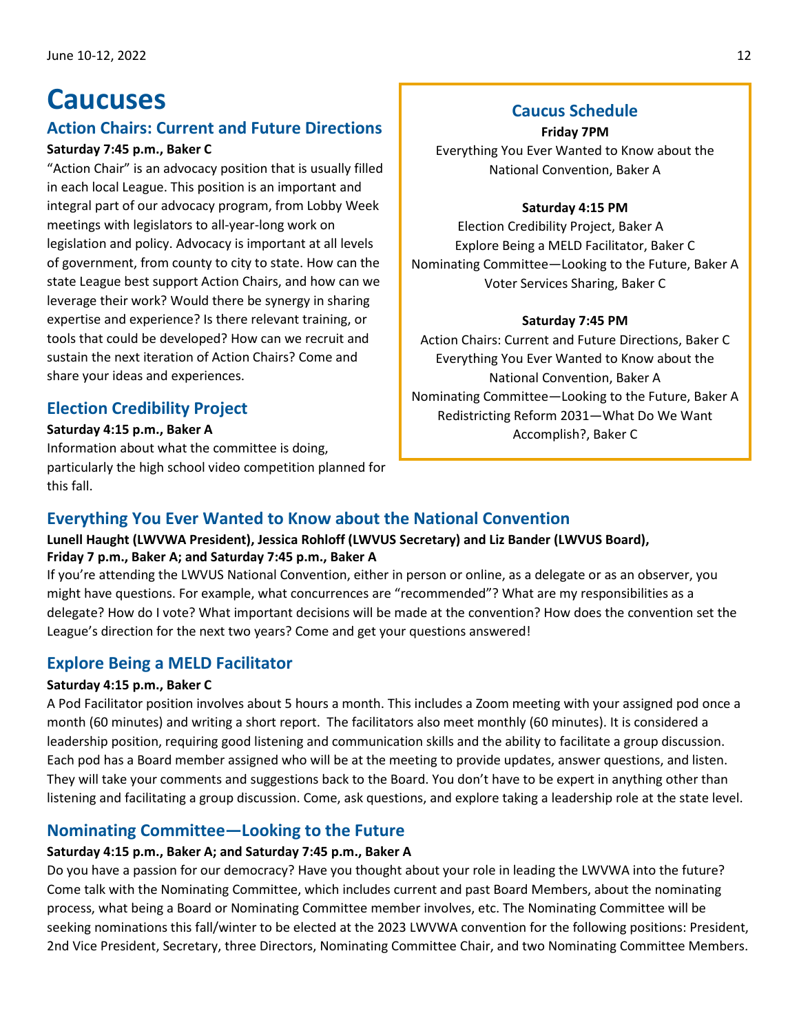# Caucuses

## Action Chairs: Current and Future Directions

**Saturday 7:45 p.m., Baker C**

"Action Chair" is an advocacy position that is usually filled in each local League. This position is an important and integral part of our advocacy program, from Lobby Week meetings with legislators to all-year-long work on legislation and policy. Advocacy is important at all levels of government, from county to city to state. How can the state League best support Action Chairs, and how can we leverage their work? Would there be synergy in sharing expertise and experience? Is there relevant training, or tools that could be developed? How can we recruit and sustain the next iteration of Action Chairs? Come and share your ideas and experiences.

## Election Credibility Project

**Saturday 4:15 p.m., Baker A**

Information about what the committee is doing, particularly the high school video competition planned for this fall.

### Caucus Schedule

**Friday 7PM**

Everything You Ever Wanted to Know about the National Convention, Baker A

**Saturday 4:15 PM**

Election Credibility Project, Baker A
Explore Being a MELD Facilitator, Baker C
Nominating Committee—Looking to the Future, Baker A
Voter Services Sharing, Baker C

**Saturday 7:45 PM**

Action Chairs: Current and Future Directions, Baker C
Everything You Ever Wanted to Know about the National Convention, Baker A
Nominating Committee—Looking to the Future, Baker A
Redistricting Reform 2031—What Do We Want Accomplish?, Baker C

## Everything You Ever Wanted to Know about the National Convention

**Lunell Haught (LWVWA President), Jessica Rohloff (LWVUS Secretary) and Liz Bander (LWVUS Board), Friday 7 p.m., Baker A; and Saturday 7:45 p.m., Baker A**

If you're attending the LWVUS National Convention, either in person or online, as a delegate or as an observer, you might have questions. For example, what concurrences are "recommended"? What are my responsibilities as a delegate? How do I vote? What important decisions will be made at the convention? How does the convention set the League's direction for the next two years? Come and get your questions answered!

## Explore Being a MELD Facilitator

**Saturday 4:15 p.m., Baker C**

A Pod Facilitator position involves about 5 hours a month. This includes a Zoom meeting with your assigned pod once a month (60 minutes) and writing a short report. The facilitators also meet monthly (60 minutes). It is considered a leadership position, requiring good listening and communication skills and the ability to facilitate a group discussion. Each pod has a Board member assigned who will be at the meeting to provide updates, answer questions, and listen. They will take your comments and suggestions back to the Board. You don't have to be expert in anything other than listening and facilitating a group discussion. Come, ask questions, and explore taking a leadership role at the state level.

## Nominating Committee—Looking to the Future

**Saturday 4:15 p.m., Baker A; and Saturday 7:45 p.m., Baker A**

Do you have a passion for our democracy? Have you thought about your role in leading the LWVWA into the future? Come talk with the Nominating Committee, which includes current and past Board Members, about the nominating process, what being a Board or Nominating Committee member involves, etc. The Nominating Committee will be seeking nominations this fall/winter to be elected at the 2023 LWVWA convention for the following positions: President, 2nd Vice President, Secretary, three Directors, Nominating Committee Chair, and two Nominating Committee Members.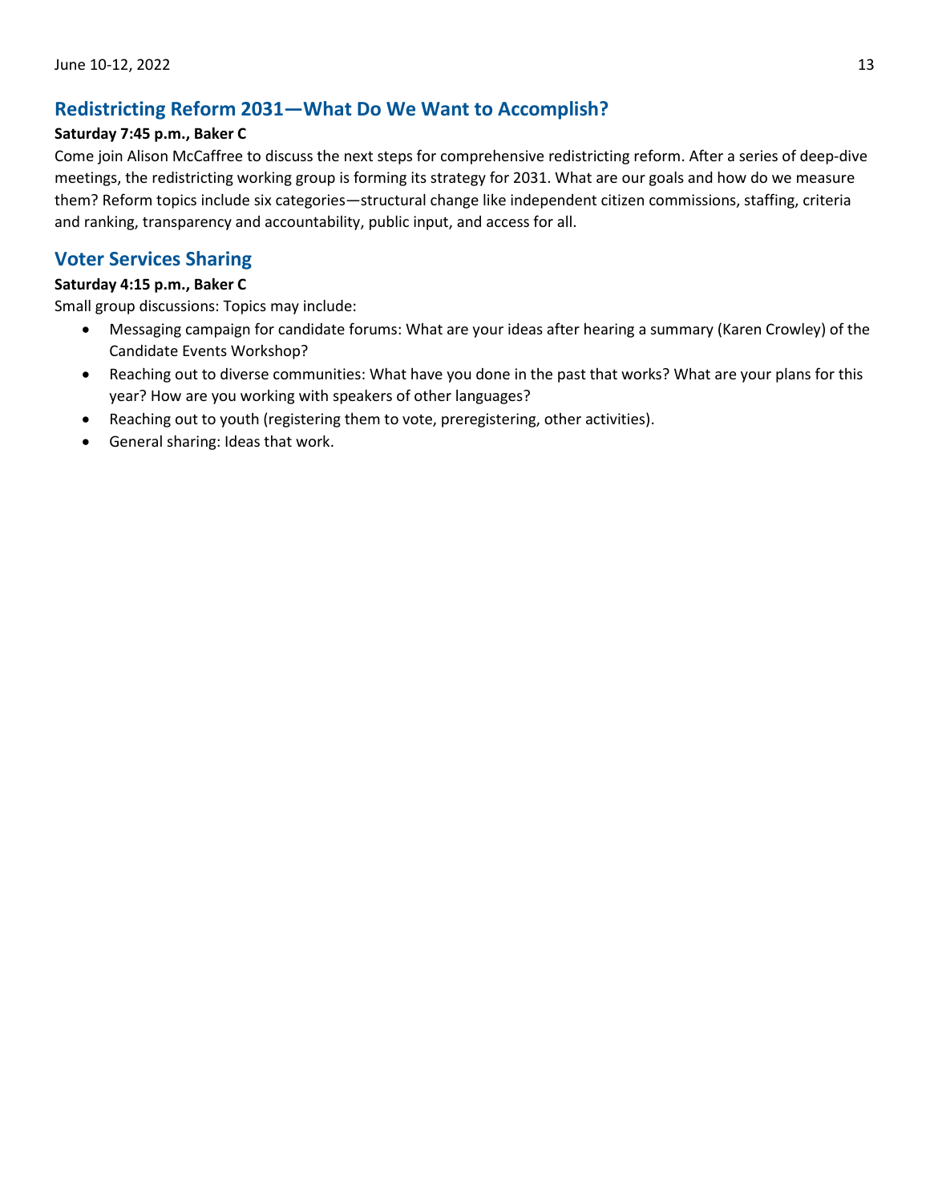## Redistricting Reform 2031—What Do We Want to Accomplish?

**Saturday 7:45 p.m., Baker C**

Come join Alison McCaffree to discuss the next steps for comprehensive redistricting reform. After a series of deep-dive meetings, the redistricting working group is forming its strategy for 2031. What are our goals and how do we measure them? Reform topics include six categories—structural change like independent citizen commissions, staffing, criteria and ranking, transparency and accountability, public input, and access for all.

## Voter Services Sharing

**Saturday 4:15 p.m., Baker C**

Small group discussions: Topics may include:

- Messaging campaign for candidate forums: What are your ideas after hearing a summary (Karen Crowley) of the Candidate Events Workshop?
- Reaching out to diverse communities: What have you done in the past that works? What are your plans for this year? How are you working with speakers of other languages?
- Reaching out to youth (registering them to vote, preregistering, other activities).
- General sharing: Ideas that work.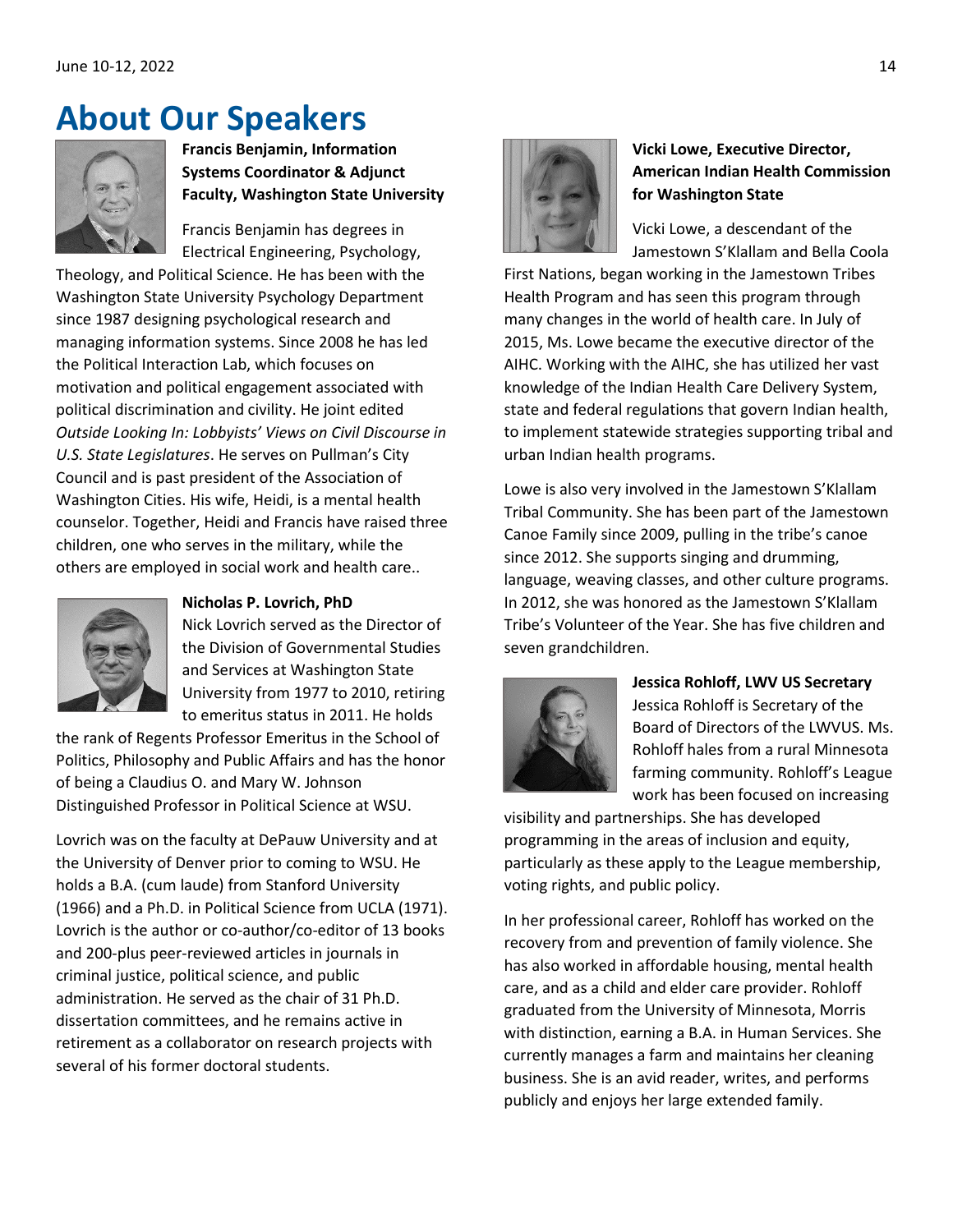# About Our Speakers

**Francis Benjamin, Information Systems Coordinator & Adjunct Faculty, Washington State University**

Francis Benjamin has degrees in Electrical Engineering, Psychology, Theology, and Political Science. He has been with the Washington State University Psychology Department since 1987 designing psychological research and managing information systems. Since 2008 he has led the Political Interaction Lab, which focuses on motivation and political engagement associated with political discrimination and civility. He joint edited *Outside Looking In: Lobbyists' Views on Civil Discourse in U.S. State Legislatures*. He serves on Pullman's City Council and is past president of the Association of Washington Cities. His wife, Heidi, is a mental health counselor. Together, Heidi and Francis have raised three children, one who serves in the military, while the others are employed in social work and health care..

**Nicholas P. Lovrich, PhD**

Nick Lovrich served as the Director of the Division of Governmental Studies and Services at Washington State University from 1977 to 2010, retiring to emeritus status in 2011. He holds the rank of Regents Professor Emeritus in the School of Politics, Philosophy and Public Affairs and has the honor of being a Claudius O. and Mary W. Johnson Distinguished Professor in Political Science at WSU.

Lovrich was on the faculty at DePauw University and at the University of Denver prior to coming to WSU. He holds a B.A. (cum laude) from Stanford University (1966) and a Ph.D. in Political Science from UCLA (1971). Lovrich is the author or co-author/co-editor of 13 books and 200-plus peer-reviewed articles in journals in criminal justice, political science, and public administration. He served as the chair of 31 Ph.D. dissertation committees, and he remains active in retirement as a collaborator on research projects with several of his former doctoral students.

**Vicki Lowe, Executive Director, American Indian Health Commission for Washington State**

Vicki Lowe, a descendant of the Jamestown S'Klallam and Bella Coola First Nations, began working in the Jamestown Tribes Health Program and has seen this program through many changes in the world of health care. In July of 2015, Ms. Lowe became the executive director of the AIHC. Working with the AIHC, she has utilized her vast knowledge of the Indian Health Care Delivery System, state and federal regulations that govern Indian health, to implement statewide strategies supporting tribal and urban Indian health programs.

Lowe is also very involved in the Jamestown S'Klallam Tribal Community. She has been part of the Jamestown Canoe Family since 2009, pulling in the tribe's canoe since 2012. She supports singing and drumming, language, weaving classes, and other culture programs. In 2012, she was honored as the Jamestown S'Klallam Tribe's Volunteer of the Year. She has five children and seven grandchildren.

**Jessica Rohloff, LWV US Secretary**

Jessica Rohloff is Secretary of the Board of Directors of the LWVUS. Ms. Rohloff hales from a rural Minnesota farming community. Rohloff's League work has been focused on increasing visibility and partnerships. She has developed programming in the areas of inclusion and equity, particularly as these apply to the League membership, voting rights, and public policy.

In her professional career, Rohloff has worked on the recovery from and prevention of family violence. She has also worked in affordable housing, mental health care, and as a child and elder care provider. Rohloff graduated from the University of Minnesota, Morris with distinction, earning a B.A. in Human Services. She currently manages a farm and maintains her cleaning business. She is an avid reader, writes, and performs publicly and enjoys her large extended family.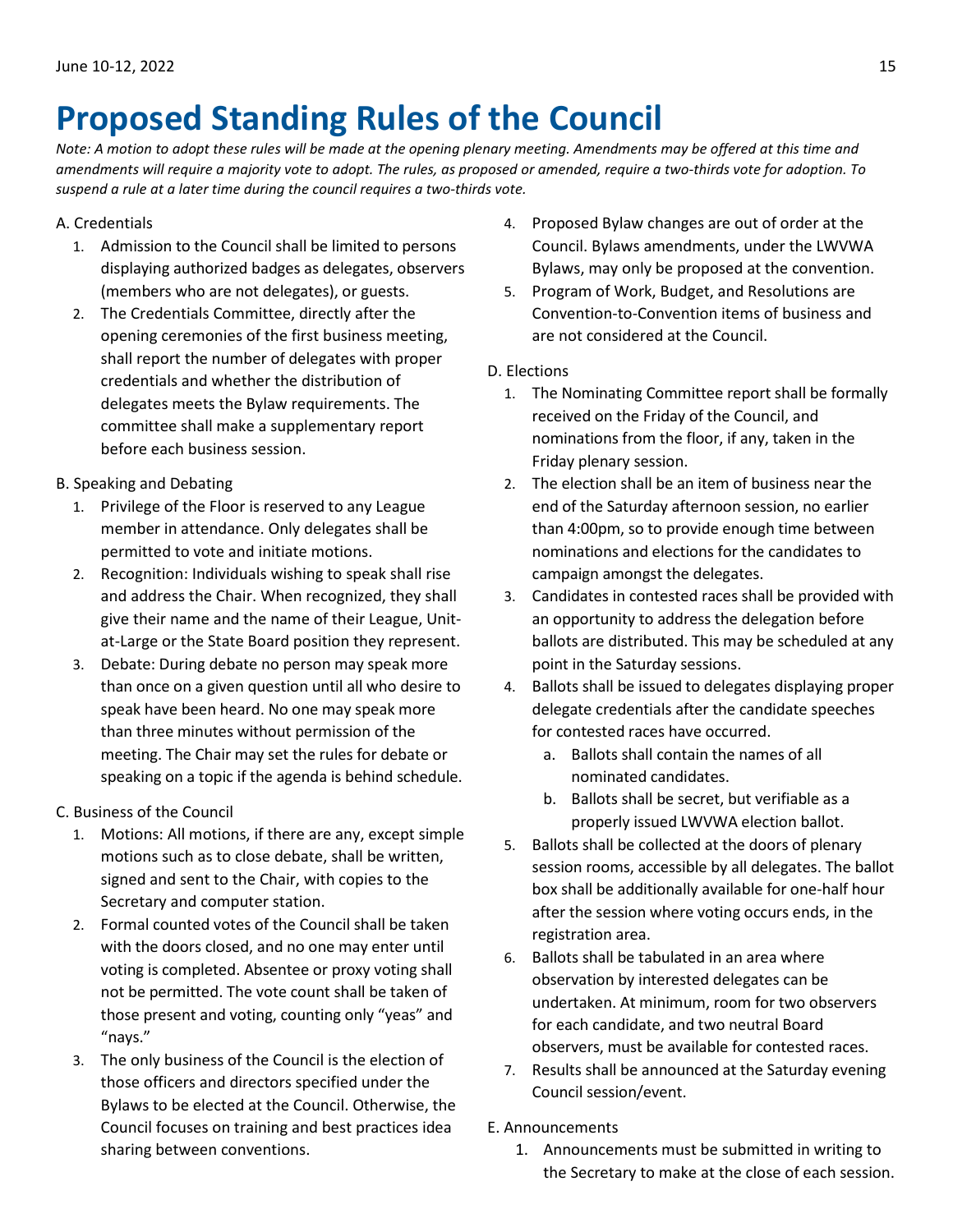# Proposed Standing Rules of the Council

*Note: A motion to adopt these rules will be made at the opening plenary meeting. Amendments may be offered at this time and amendments will require a majority vote to adopt. The rules, as proposed or amended, require a two-thirds vote for adoption. To suspend a rule at a later time during the council requires a two-thirds vote.*

A. Credentials

1. Admission to the Council shall be limited to persons displaying authorized badges as delegates, observers (members who are not delegates), or guests.
2. The Credentials Committee, directly after the opening ceremonies of the first business meeting, shall report the number of delegates with proper credentials and whether the distribution of delegates meets the Bylaw requirements. The committee shall make a supplementary report before each business session.

B. Speaking and Debating

1. Privilege of the Floor is reserved to any League member in attendance. Only delegates shall be permitted to vote and initiate motions.
2. Recognition: Individuals wishing to speak shall rise and address the Chair. When recognized, they shall give their name and the name of their League, Unit-at-Large or the State Board position they represent.
3. Debate: During debate no person may speak more than once on a given question until all who desire to speak have been heard. No one may speak more than three minutes without permission of the meeting. The Chair may set the rules for debate or speaking on a topic if the agenda is behind schedule.

C. Business of the Council

1. Motions: All motions, if there are any, except simple motions such as to close debate, shall be written, signed and sent to the Chair, with copies to the Secretary and computer station.
2. Formal counted votes of the Council shall be taken with the doors closed, and no one may enter until voting is completed. Absentee or proxy voting shall not be permitted. The vote count shall be taken of those present and voting, counting only "yeas" and "nays."
3. The only business of the Council is the election of those officers and directors specified under the Bylaws to be elected at the Council. Otherwise, the Council focuses on training and best practices idea sharing between conventions.
4. Proposed Bylaw changes are out of order at the Council. Bylaws amendments, under the LWVWA Bylaws, may only be proposed at the convention.
5. Program of Work, Budget, and Resolutions are Convention-to-Convention items of business and are not considered at the Council.

D. Elections

1. The Nominating Committee report shall be formally received on the Friday of the Council, and nominations from the floor, if any, taken in the Friday plenary session.
2. The election shall be an item of business near the end of the Saturday afternoon session, no earlier than 4:00pm, so to provide enough time between nominations and elections for the candidates to campaign amongst the delegates.
3. Candidates in contested races shall be provided with an opportunity to address the delegation before ballots are distributed. This may be scheduled at any point in the Saturday sessions.
4. Ballots shall be issued to delegates displaying proper delegate credentials after the candidate speeches for contested races have occurred.
    a. Ballots shall contain the names of all nominated candidates.
    b. Ballots shall be secret, but verifiable as a properly issued LWVWA election ballot.
5. Ballots shall be collected at the doors of plenary session rooms, accessible by all delegates. The ballot box shall be additionally available for one-half hour after the session where voting occurs ends, in the registration area.
6. Ballots shall be tabulated in an area where observation by interested delegates can be undertaken. At minimum, room for two observers for each candidate, and two neutral Board observers, must be available for contested races.
7. Results shall be announced at the Saturday evening Council session/event.

E. Announcements

1. Announcements must be submitted in writing to the Secretary to make at the close of each session.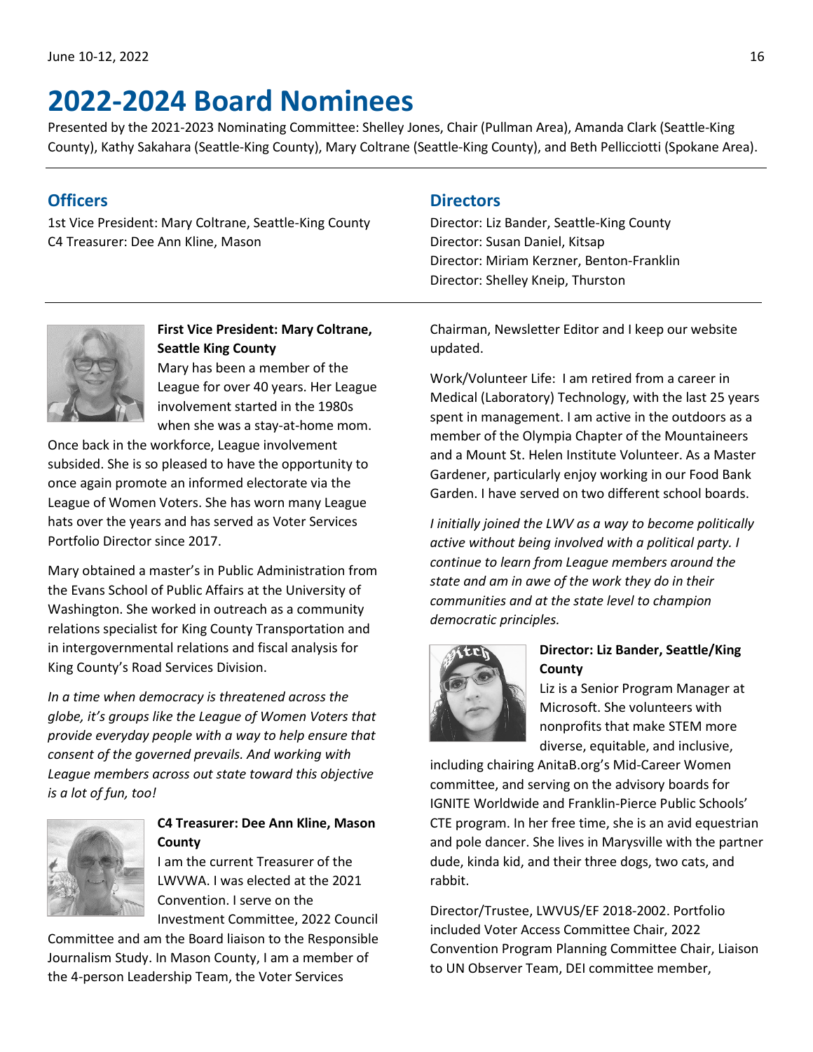# 2022-2024 Board Nominees

Presented by the 2021-2023 Nominating Committee: Shelley Jones, Chair (Pullman Area), Amanda Clark (Seattle-King County), Kathy Sakahara (Seattle-King County), Mary Coltrane (Seattle-King County), and Beth Pellicciotti (Spokane Area).

## Officers

1st Vice President: Mary Coltrane, Seattle-King County
C4 Treasurer: Dee Ann Kline, Mason

## Directors

Director: Liz Bander, Seattle-King County
Director: Susan Daniel, Kitsap
Director: Miriam Kerzner, Benton-Franklin
Director: Shelley Kneip, Thurston

**First Vice President: Mary Coltrane, Seattle King County**

Mary has been a member of the League for over 40 years. Her League involvement started in the 1980s when she was a stay-at-home mom. Once back in the workforce, League involvement subsided. She is so pleased to have the opportunity to once again promote an informed electorate via the League of Women Voters. She has worn many League hats over the years and has served as Voter Services Portfolio Director since 2017.

Mary obtained a master's in Public Administration from the Evans School of Public Affairs at the University of Washington. She worked in outreach as a community relations specialist for King County Transportation and in intergovernmental relations and fiscal analysis for King County's Road Services Division.

*In a time when democracy is threatened across the globe, it's groups like the League of Women Voters that provide everyday people with a way to help ensure that consent of the governed prevails. And working with League members across out state toward this objective is a lot of fun, too!*

**C4 Treasurer: Dee Ann Kline, Mason County**

I am the current Treasurer of the LWVWA. I was elected at the 2021 Convention. I serve on the Investment Committee, 2022 Council Committee and am the Board liaison to the Responsible Journalism Study. In Mason County, I am a member of the 4-person Leadership Team, the Voter Services Chairman, Newsletter Editor and I keep our website updated.

Work/Volunteer Life: I am retired from a career in Medical (Laboratory) Technology, with the last 25 years spent in management. I am active in the outdoors as a member of the Olympia Chapter of the Mountaineers and a Mount St. Helen Institute Volunteer. As a Master Gardener, particularly enjoy working in our Food Bank Garden. I have served on two different school boards.

*I initially joined the LWV as a way to become politically active without being involved with a political party. I continue to learn from League members around the state and am in awe of the work they do in their communities and at the state level to champion democratic principles.*

**Director: Liz Bander, Seattle/King County**

Liz is a Senior Program Manager at Microsoft. She volunteers with nonprofits that make STEM more diverse, equitable, and inclusive, including chairing AnitaB.org's Mid-Career Women committee, and serving on the advisory boards for IGNITE Worldwide and Franklin-Pierce Public Schools' CTE program. In her free time, she is an avid equestrian and pole dancer. She lives in Marysville with the partner dude, kinda kid, and their three dogs, two cats, and rabbit.

Director/Trustee, LWVUS/EF 2018-2002. Portfolio included Voter Access Committee Chair, 2022 Convention Program Planning Committee Chair, Liaison to UN Observer Team, DEI committee member,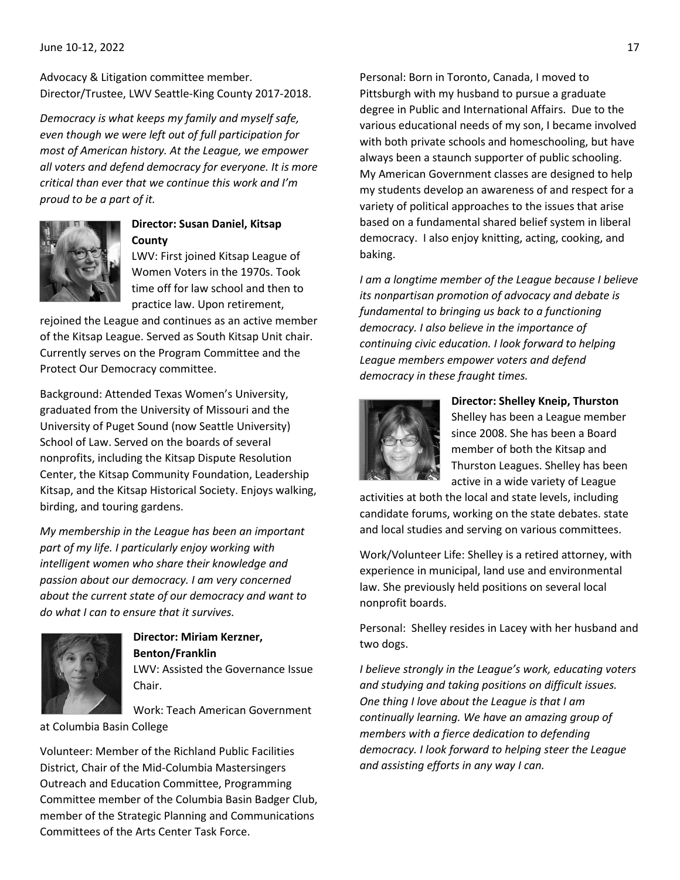Advocacy & Litigation committee member. Director/Trustee, LWV Seattle-King County 2017-2018.

*Democracy is what keeps my family and myself safe, even though we were left out of full participation for most of American history. At the League, we empower all voters and defend democracy for everyone. It is more critical than ever that we continue this work and I'm proud to be a part of it.*

**Director: Susan Daniel, Kitsap County**

LWV: First joined Kitsap League of Women Voters in the 1970s. Took time off for law school and then to practice law. Upon retirement, rejoined the League and continues as an active member of the Kitsap League. Served as South Kitsap Unit chair. Currently serves on the Program Committee and the Protect Our Democracy committee.

Background: Attended Texas Women's University, graduated from the University of Missouri and the University of Puget Sound (now Seattle University) School of Law. Served on the boards of several nonprofits, including the Kitsap Dispute Resolution Center, the Kitsap Community Foundation, Leadership Kitsap, and the Kitsap Historical Society. Enjoys walking, birding, and touring gardens.

*My membership in the League has been an important part of my life. I particularly enjoy working with intelligent women who share their knowledge and passion about our democracy. I am very concerned about the current state of our democracy and want to do what I can to ensure that it survives.*

**Director: Miriam Kerzner, Benton/Franklin**

LWV: Assisted the Governance Issue Chair.

Work: Teach American Government at Columbia Basin College

Volunteer: Member of the Richland Public Facilities District, Chair of the Mid-Columbia Mastersingers Outreach and Education Committee, Programming Committee member of the Columbia Basin Badger Club, member of the Strategic Planning and Communications Committees of the Arts Center Task Force.

Personal: Born in Toronto, Canada, I moved to Pittsburgh with my husband to pursue a graduate degree in Public and International Affairs. Due to the various educational needs of my son, I became involved with both private schools and homeschooling, but have always been a staunch supporter of public schooling. My American Government classes are designed to help my students develop an awareness of and respect for a variety of political approaches to the issues that arise based on a fundamental shared belief system in liberal democracy. I also enjoy knitting, acting, cooking, and baking.

*I am a longtime member of the League because I believe its nonpartisan promotion of advocacy and debate is fundamental to bringing us back to a functioning democracy. I also believe in the importance of continuing civic education. I look forward to helping League members empower voters and defend democracy in these fraught times.*

**Director: Shelley Kneip, Thurston**

Shelley has been a League member since 2008. She has been a Board member of both the Kitsap and Thurston Leagues. Shelley has been active in a wide variety of League activities at both the local and state levels, including candidate forums, working on the state debates. state and local studies and serving on various committees.

Work/Volunteer Life: Shelley is a retired attorney, with experience in municipal, land use and environmental law. She previously held positions on several local nonprofit boards.

Personal: Shelley resides in Lacey with her husband and two dogs.

*I believe strongly in the League's work, educating voters and studying and taking positions on difficult issues. One thing I love about the League is that I am continually learning. We have an amazing group of members with a fierce dedication to defending democracy. I look forward to helping steer the League and assisting efforts in any way I can.*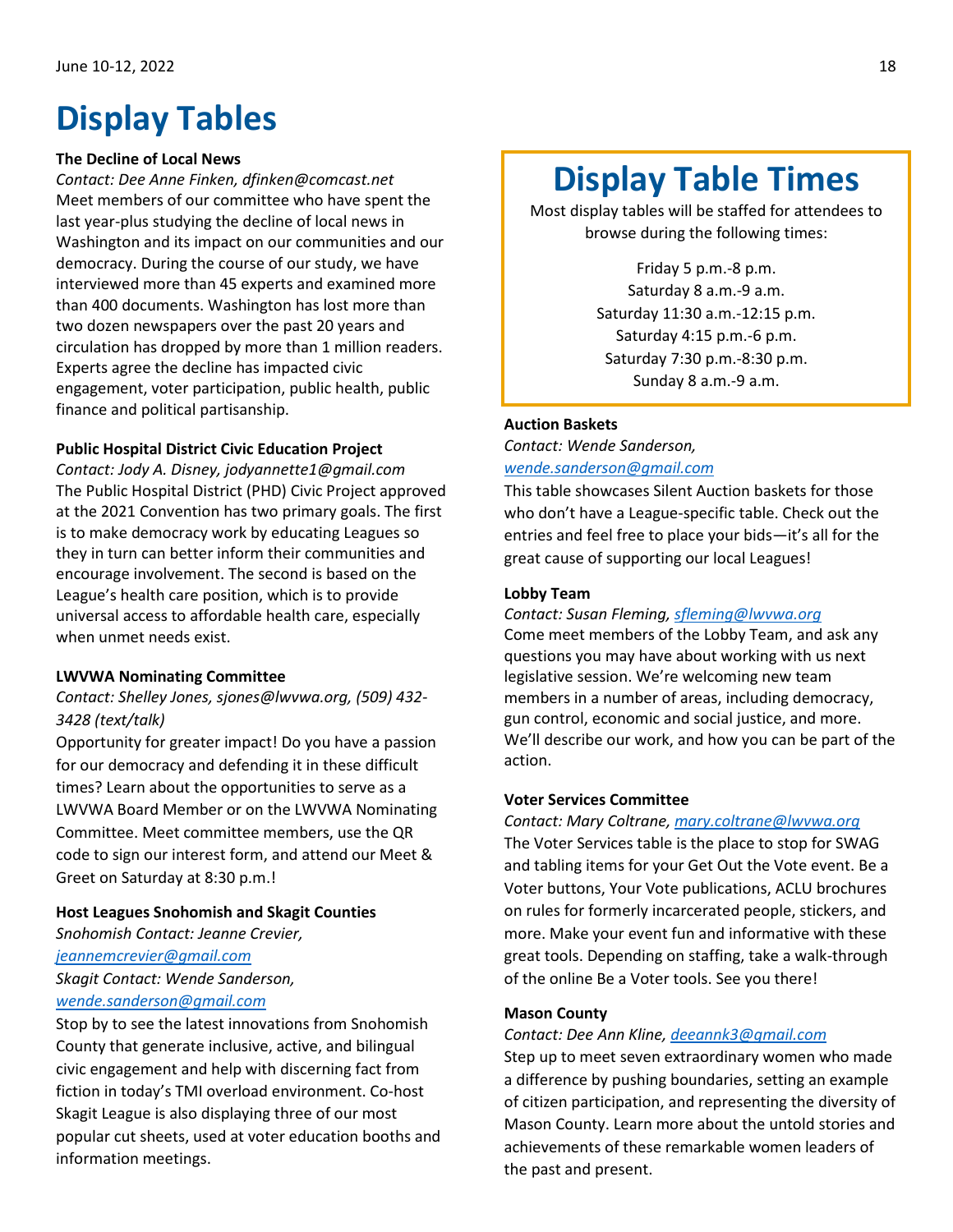# Display Tables

**The Decline of Local News**

*Contact: Dee Anne Finken, dfinken@comcast.net*

Meet members of our committee who have spent the last year-plus studying the decline of local news in Washington and its impact on our communities and our democracy. During the course of our study, we have interviewed more than 45 experts and examined more than 400 documents. Washington has lost more than two dozen newspapers over the past 20 years and circulation has dropped by more than 1 million readers. Experts agree the decline has impacted civic engagement, voter participation, public health, public finance and political partisanship.

**Public Hospital District Civic Education Project**

*Contact: Jody A. Disney, jodyannette1@gmail.com*

The Public Hospital District (PHD) Civic Project approved at the 2021 Convention has two primary goals. The first is to make democracy work by educating Leagues so they in turn can better inform their communities and encourage involvement. The second is based on the League's health care position, which is to provide universal access to affordable health care, especially when unmet needs exist.

**LWVWA Nominating Committee**

*Contact: Shelley Jones, sjones@lwvwa.org, (509) 432-3428 (text/talk)*

Opportunity for greater impact! Do you have a passion for our democracy and defending it in these difficult times? Learn about the opportunities to serve as a LWVWA Board Member or on the LWVWA Nominating Committee. Meet committee members, use the QR code to sign our interest form, and attend our Meet & Greet on Saturday at 8:30 p.m.!

**Host Leagues Snohomish and Skagit Counties**

*Snohomish Contact: Jeanne Crevier, jeannemcrevier@gmail.com*

*Skagit Contact: Wende Sanderson, wende.sanderson@gmail.com*

Stop by to see the latest innovations from Snohomish County that generate inclusive, active, and bilingual civic engagement and help with discerning fact from fiction in today's TMI overload environment. Co-host Skagit League is also displaying three of our most popular cut sheets, used at voter education booths and information meetings.

## Display Table Times

Most display tables will be staffed for attendees to browse during the following times:

Friday 5 p.m.-8 p.m.
Saturday 8 a.m.-9 a.m.
Saturday 11:30 a.m.-12:15 p.m.
Saturday 4:15 p.m.-6 p.m.
Saturday 7:30 p.m.-8:30 p.m.
Sunday 8 a.m.-9 a.m.

**Auction Baskets**

*Contact: Wende Sanderson, wende.sanderson@gmail.com*

This table showcases Silent Auction baskets for those who don't have a League-specific table. Check out the entries and feel free to place your bids—it's all for the great cause of supporting our local Leagues!

**Lobby Team**

*Contact: Susan Fleming, sfleming@lwvwa.org*

Come meet members of the Lobby Team, and ask any questions you may have about working with us next legislative session. We're welcoming new team members in a number of areas, including democracy, gun control, economic and social justice, and more. We'll describe our work, and how you can be part of the action.

**Voter Services Committee**

*Contact: Mary Coltrane, mary.coltrane@lwvwa.org*

The Voter Services table is the place to stop for SWAG and tabling items for your Get Out the Vote event. Be a Voter buttons, Your Vote publications, ACLU brochures on rules for formerly incarcerated people, stickers, and more. Make your event fun and informative with these great tools. Depending on staffing, take a walk-through of the online Be a Voter tools. See you there!

**Mason County**

*Contact: Dee Ann Kline, deeannk3@gmail.com*

Step up to meet seven extraordinary women who made a difference by pushing boundaries, setting an example of citizen participation, and representing the diversity of Mason County. Learn more about the untold stories and achievements of these remarkable women leaders of the past and present.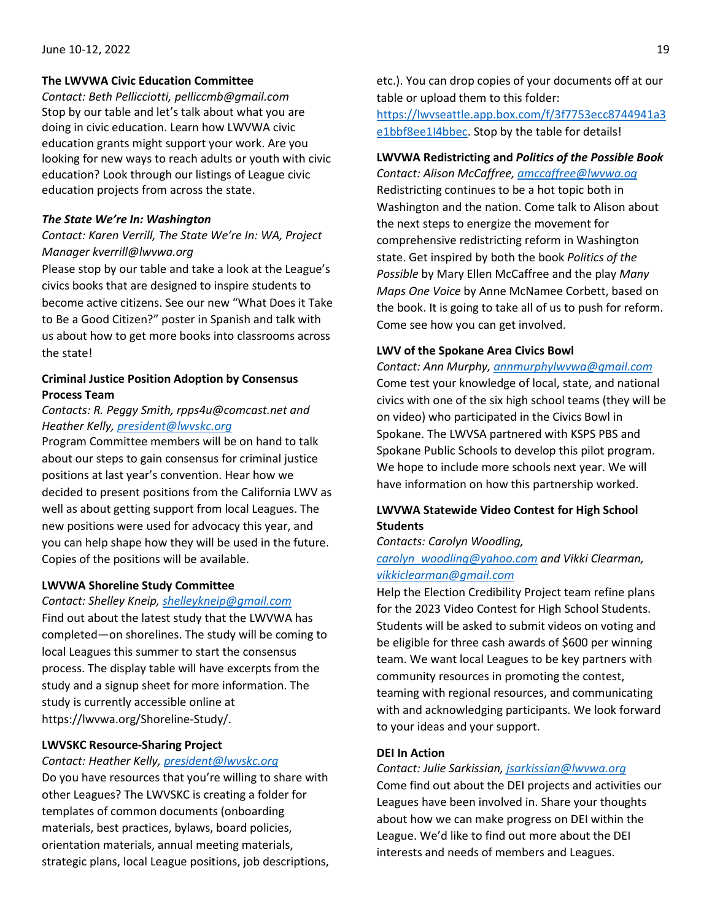**The LWVWA Civic Education Committee**

*Contact: Beth Pellicciotti, pelliccmb@gmail.com*

Stop by our table and let's talk about what you are doing in civic education. Learn how LWVWA civic education grants might support your work. Are you looking for new ways to reach adults or youth with civic education? Look through our listings of League civic education projects from across the state.

***The State We're In: Washington***

*Contact: Karen Verrill, The State We're In: WA, Project Manager kverrill@lwvwa.org*

Please stop by our table and take a look at the League's civics books that are designed to inspire students to become active citizens. See our new "What Does it Take to Be a Good Citizen?" poster in Spanish and talk with us about how to get more books into classrooms across the state!

**Criminal Justice Position Adoption by Consensus Process Team**

*Contacts: R. Peggy Smith, rpps4u@comcast.net and Heather Kelly, president@lwvskc.org*

Program Committee members will be on hand to talk about our steps to gain consensus for criminal justice positions at last year's convention. Hear how we decided to present positions from the California LWV as well as about getting support from local Leagues. The new positions were used for advocacy this year, and you can help shape how they will be used in the future. Copies of the positions will be available.

**LWVWA Shoreline Study Committee**

*Contact: Shelley Kneip, shelleykneip@gmail.com*

Find out about the latest study that the LWVWA has completed—on shorelines. The study will be coming to local Leagues this summer to start the consensus process. The display table will have excerpts from the study and a signup sheet for more information. The study is currently accessible online at https://lwvwa.org/Shoreline-Study/.

**LWVSKC Resource-Sharing Project**

*Contact: Heather Kelly, president@lwvskc.org*

Do you have resources that you're willing to share with other Leagues? The LWVSKC is creating a folder for templates of common documents (onboarding materials, best practices, bylaws, board policies, orientation materials, annual meeting materials, strategic plans, local League positions, job descriptions, etc.). You can drop copies of your documents off at our table or upload them to this folder: https://lwvseattle.app.box.com/f/3f7753ecc8744941a3e1bbf8ee1I4bbec. Stop by the table for details!

**LWVWA Redistricting and *Politics of the Possible Book***

*Contact: Alison McCaffree, amccaffree@lwvwa.og*

Redistricting continues to be a hot topic both in Washington and the nation. Come talk to Alison about the next steps to energize the movement for comprehensive redistricting reform in Washington state. Get inspired by both the book *Politics of the Possible* by Mary Ellen McCaffree and the play *Many Maps One Voice* by Anne McNamee Corbett, based on the book. It is going to take all of us to push for reform. Come see how you can get involved.

**LWV of the Spokane Area Civics Bowl**

*Contact: Ann Murphy, annmurphylwvwa@gmail.com*

Come test your knowledge of local, state, and national civics with one of the six high school teams (they will be on video) who participated in the Civics Bowl in Spokane. The LWVSA partnered with KSPS PBS and Spokane Public Schools to develop this pilot program. We hope to include more schools next year. We will have information on how this partnership worked.

**LWVWA Statewide Video Contest for High School Students**

*Contacts: Carolyn Woodling, carolyn_woodling@yahoo.com and Vikki Clearman, vikkiclearman@gmail.com*

Help the Election Credibility Project team refine plans for the 2023 Video Contest for High School Students. Students will be asked to submit videos on voting and be eligible for three cash awards of $600 per winning team. We want local Leagues to be key partners with community resources in promoting the contest, teaming with regional resources, and communicating with and acknowledging participants. We look forward to your ideas and your support.

**DEI In Action**

*Contact: Julie Sarkissian, jsarkissian@lwvwa.org*

Come find out about the DEI projects and activities our Leagues have been involved in. Share your thoughts about how we can make progress on DEI within the League. We'd like to find out more about the DEI interests and needs of members and Leagues.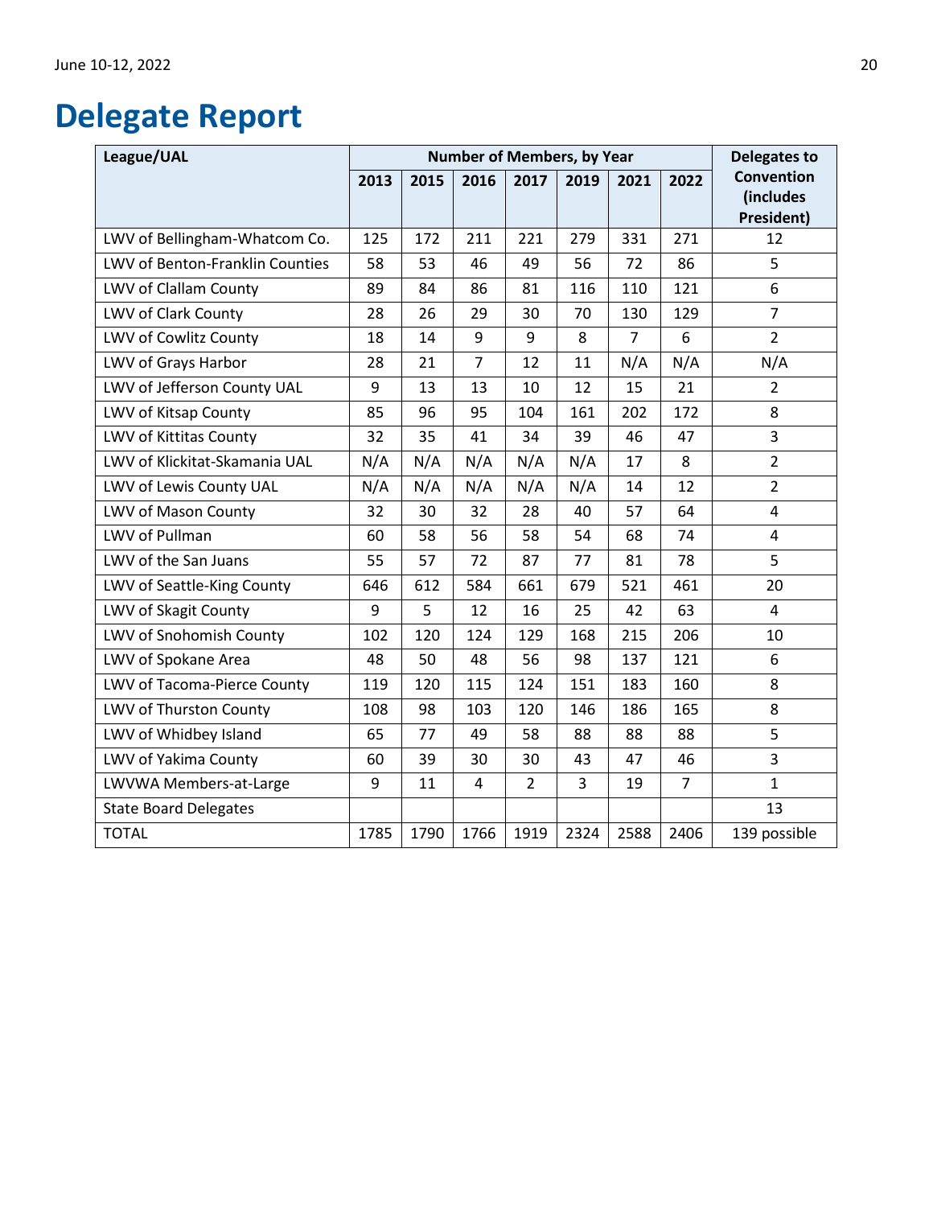# Delegate Report

| League/UAL | Number of Members, by Year | | | | | | | Delegates to Convention (includes President) |
|---|---|---|---|---|---|---|---|---|
| | 2013 | 2015 | 2016 | 2017 | 2019 | 2021 | 2022 | |
| LWV of Bellingham-Whatcom Co. | 125 | 172 | 211 | 221 | 279 | 331 | 271 | 12 |
| LWV of Benton-Franklin Counties | 58 | 53 | 46 | 49 | 56 | 72 | 86 | 5 |
| LWV of Clallam County | 89 | 84 | 86 | 81 | 116 | 110 | 121 | 6 |
| LWV of Clark County | 28 | 26 | 29 | 30 | 70 | 130 | 129 | 7 |
| LWV of Cowlitz County | 18 | 14 | 9 | 9 | 8 | 7 | 6 | 2 |
| LWV of Grays Harbor | 28 | 21 | 7 | 12 | 11 | N/A | N/A | N/A |
| LWV of Jefferson County UAL | 9 | 13 | 13 | 10 | 12 | 15 | 21 | 2 |
| LWV of Kitsap County | 85 | 96 | 95 | 104 | 161 | 202 | 172 | 8 |
| LWV of Kittitas County | 32 | 35 | 41 | 34 | 39 | 46 | 47 | 3 |
| LWV of Klickitat-Skamania UAL | N/A | N/A | N/A | N/A | N/A | 17 | 8 | 2 |
| LWV of Lewis County UAL | N/A | N/A | N/A | N/A | N/A | 14 | 12 | 2 |
| LWV of Mason County | 32 | 30 | 32 | 28 | 40 | 57 | 64 | 4 |
| LWV of Pullman | 60 | 58 | 56 | 58 | 54 | 68 | 74 | 4 |
| LWV of the San Juans | 55 | 57 | 72 | 87 | 77 | 81 | 78 | 5 |
| LWV of Seattle-King County | 646 | 612 | 584 | 661 | 679 | 521 | 461 | 20 |
| LWV of Skagit County | 9 | 5 | 12 | 16 | 25 | 42 | 63 | 4 |
| LWV of Snohomish County | 102 | 120 | 124 | 129 | 168 | 215 | 206 | 10 |
| LWV of Spokane Area | 48 | 50 | 48 | 56 | 98 | 137 | 121 | 6 |
| LWV of Tacoma-Pierce County | 119 | 120 | 115 | 124 | 151 | 183 | 160 | 8 |
| LWV of Thurston County | 108 | 98 | 103 | 120 | 146 | 186 | 165 | 8 |
| LWV of Whidbey Island | 65 | 77 | 49 | 58 | 88 | 88 | 88 | 5 |
| LWV of Yakima County | 60 | 39 | 30 | 30 | 43 | 47 | 46 | 3 |
| LWVWA Members-at-Large | 9 | 11 | 4 | 2 | 3 | 19 | 7 | 1 |
| State Board Delegates | | | | | | | | 13 |
| TOTAL | 1785 | 1790 | 1766 | 1919 | 2324 | 2588 | 2406 | 139 possible |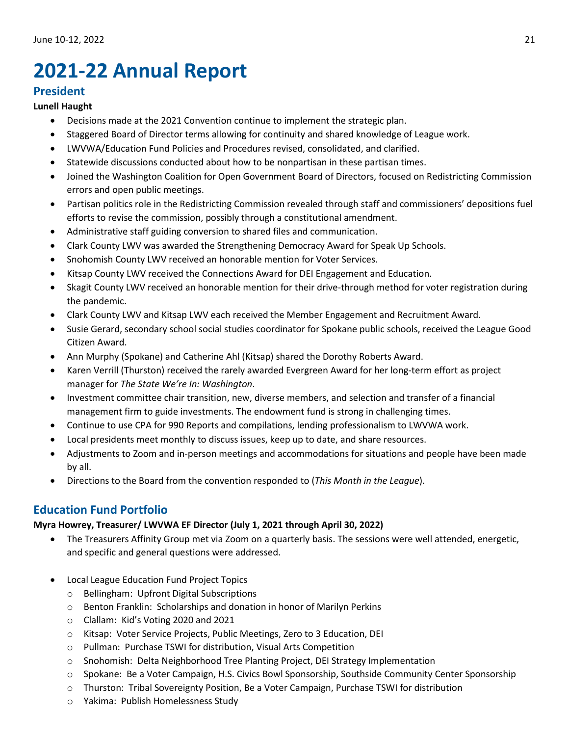# 2021-22 Annual Report

## President

**Lunell Haught**

- Decisions made at the 2021 Convention continue to implement the strategic plan.
- Staggered Board of Director terms allowing for continuity and shared knowledge of League work.
- LWVWA/Education Fund Policies and Procedures revised, consolidated, and clarified.
- Statewide discussions conducted about how to be nonpartisan in these partisan times.
- Joined the Washington Coalition for Open Government Board of Directors, focused on Redistricting Commission errors and open public meetings.
- Partisan politics role in the Redistricting Commission revealed through staff and commissioners' depositions fuel efforts to revise the commission, possibly through a constitutional amendment.
- Administrative staff guiding conversion to shared files and communication.
- Clark County LWV was awarded the Strengthening Democracy Award for Speak Up Schools.
- Snohomish County LWV received an honorable mention for Voter Services.
- Kitsap County LWV received the Connections Award for DEI Engagement and Education.
- Skagit County LWV received an honorable mention for their drive-through method for voter registration during the pandemic.
- Clark County LWV and Kitsap LWV each received the Member Engagement and Recruitment Award.
- Susie Gerard, secondary school social studies coordinator for Spokane public schools, received the League Good Citizen Award.
- Ann Murphy (Spokane) and Catherine Ahl (Kitsap) shared the Dorothy Roberts Award.
- Karen Verrill (Thurston) received the rarely awarded Evergreen Award for her long-term effort as project manager for *The State We're In: Washington*.
- Investment committee chair transition, new, diverse members, and selection and transfer of a financial management firm to guide investments. The endowment fund is strong in challenging times.
- Continue to use CPA for 990 Reports and compilations, lending professionalism to LWVWA work.
- Local presidents meet monthly to discuss issues, keep up to date, and share resources.
- Adjustments to Zoom and in-person meetings and accommodations for situations and people have been made by all.
- Directions to the Board from the convention responded to (*This Month in the League*).

## Education Fund Portfolio

**Myra Howrey, Treasurer/ LWVWA EF Director (July 1, 2021 through April 30, 2022)**

- The Treasurers Affinity Group met via Zoom on a quarterly basis. The sessions were well attended, energetic, and specific and general questions were addressed.

- Local League Education Fund Project Topics
  - Bellingham: Upfront Digital Subscriptions
  - Benton Franklin: Scholarships and donation in honor of Marilyn Perkins
  - Clallam: Kid's Voting 2020 and 2021
  - Kitsap: Voter Service Projects, Public Meetings, Zero to 3 Education, DEI
  - Pullman: Purchase TSWI for distribution, Visual Arts Competition
  - Snohomish: Delta Neighborhood Tree Planting Project, DEI Strategy Implementation
  - Spokane: Be a Voter Campaign, H.S. Civics Bowl Sponsorship, Southside Community Center Sponsorship
  - Thurston: Tribal Sovereignty Position, Be a Voter Campaign, Purchase TSWI for distribution
  - Yakima: Publish Homelessness Study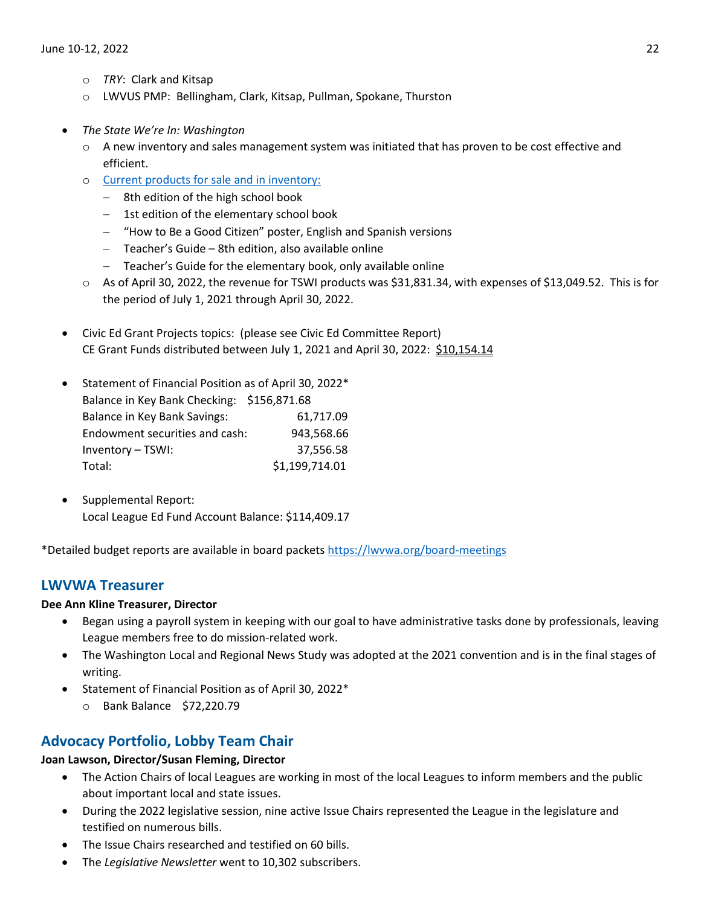- *TRY*: Clark and Kitsap
- LWVUS PMP: Bellingham, Clark, Kitsap, Pullman, Spokane, Thurston

- *The State We're In: Washington*
  - A new inventory and sales management system was initiated that has proven to be cost effective and efficient.
  - [Current products for sale and in inventory:](#)
    - 8th edition of the high school book
    - 1st edition of the elementary school book
    - "How to Be a Good Citizen" poster, English and Spanish versions
    - Teacher's Guide – 8th edition, also available online
    - Teacher's Guide for the elementary book, only available online
  - As of April 30, 2022, the revenue for TSWI products was $31,831.34, with expenses of $13,049.52. This is for the period of July 1, 2021 through April 30, 2022.

- Civic Ed Grant Projects topics: (please see Civic Ed Committee Report)
  CE Grant Funds distributed between July 1, 2021 and April 30, 2022: <u>$10,154.14</u>

- Statement of Financial Position as of April 30, 2022*

| | |
|---|---|
| Balance in Key Bank Checking: | $156,871.68 |
| Balance in Key Bank Savings: | 61,717.09 |
| Endowment securities and cash: | 943,568.66 |
| Inventory – TSWI: | 37,556.58 |
| Total: | $1,199,714.01 |

- Supplemental Report:
  Local League Ed Fund Account Balance: $114,409.17

*Detailed budget reports are available in board packets https://lwvwa.org/board-meetings

## LWVWA Treasurer

**Dee Ann Kline Treasurer, Director**

- Began using a payroll system in keeping with our goal to have administrative tasks done by professionals, leaving League members free to do mission-related work.
- The Washington Local and Regional News Study was adopted at the 2021 convention and is in the final stages of writing.
- Statement of Financial Position as of April 30, 2022*
  - Bank Balance $72,220.79

## Advocacy Portfolio, Lobby Team Chair

**Joan Lawson, Director/Susan Fleming, Director**

- The Action Chairs of local Leagues are working in most of the local Leagues to inform members and the public about important local and state issues.
- During the 2022 legislative session, nine active Issue Chairs represented the League in the legislature and testified on numerous bills.
- The Issue Chairs researched and testified on 60 bills.
- The *Legislative Newsletter* went to 10,302 subscribers.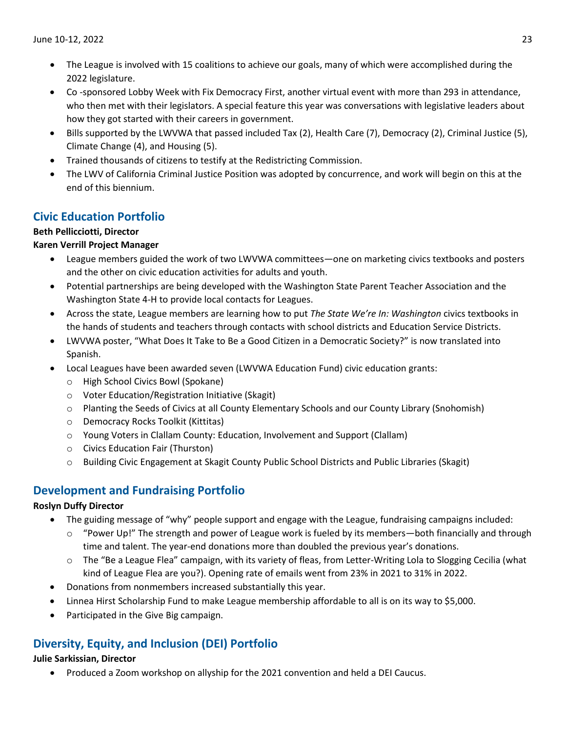- The League is involved with 15 coalitions to achieve our goals, many of which were accomplished during the 2022 legislature.
- Co -sponsored Lobby Week with Fix Democracy First, another virtual event with more than 293 in attendance, who then met with their legislators. A special feature this year was conversations with legislative leaders about how they got started with their careers in government.
- Bills supported by the LWVWA that passed included Tax (2), Health Care (7), Democracy (2), Criminal Justice (5), Climate Change (4), and Housing (5).
- Trained thousands of citizens to testify at the Redistricting Commission.
- The LWV of California Criminal Justice Position was adopted by concurrence, and work will begin on this at the end of this biennium.

## Civic Education Portfolio

**Beth Pellicciotti, Director**

**Karen Verrill Project Manager**

- League members guided the work of two LWVWA committees—one on marketing civics textbooks and posters and the other on civic education activities for adults and youth.
- Potential partnerships are being developed with the Washington State Parent Teacher Association and the Washington State 4-H to provide local contacts for Leagues.
- Across the state, League members are learning how to put *The State We're In: Washington* civics textbooks in the hands of students and teachers through contacts with school districts and Education Service Districts.
- LWVWA poster, "What Does It Take to Be a Good Citizen in a Democratic Society?" is now translated into Spanish.
- Local Leagues have been awarded seven (LWVWA Education Fund) civic education grants:
  - High School Civics Bowl (Spokane)
  - Voter Education/Registration Initiative (Skagit)
  - Planting the Seeds of Civics at all County Elementary Schools and our County Library (Snohomish)
  - Democracy Rocks Toolkit (Kittitas)
  - Young Voters in Clallam County: Education, Involvement and Support (Clallam)
  - Civics Education Fair (Thurston)
  - Building Civic Engagement at Skagit County Public School Districts and Public Libraries (Skagit)

## Development and Fundraising Portfolio

**Roslyn Duffy Director**

- The guiding message of "why" people support and engage with the League, fundraising campaigns included:
  - "Power Up!" The strength and power of League work is fueled by its members—both financially and through time and talent. The year-end donations more than doubled the previous year's donations.
  - The "Be a League Flea" campaign, with its variety of fleas, from Letter-Writing Lola to Slogging Cecilia (what kind of League Flea are you?). Opening rate of emails went from 23% in 2021 to 31% in 2022.
- Donations from nonmembers increased substantially this year.
- Linnea Hirst Scholarship Fund to make League membership affordable to all is on its way to $5,000.
- Participated in the Give Big campaign.

## Diversity, Equity, and Inclusion (DEI) Portfolio

**Julie Sarkissian, Director**

- Produced a Zoom workshop on allyship for the 2021 convention and held a DEI Caucus.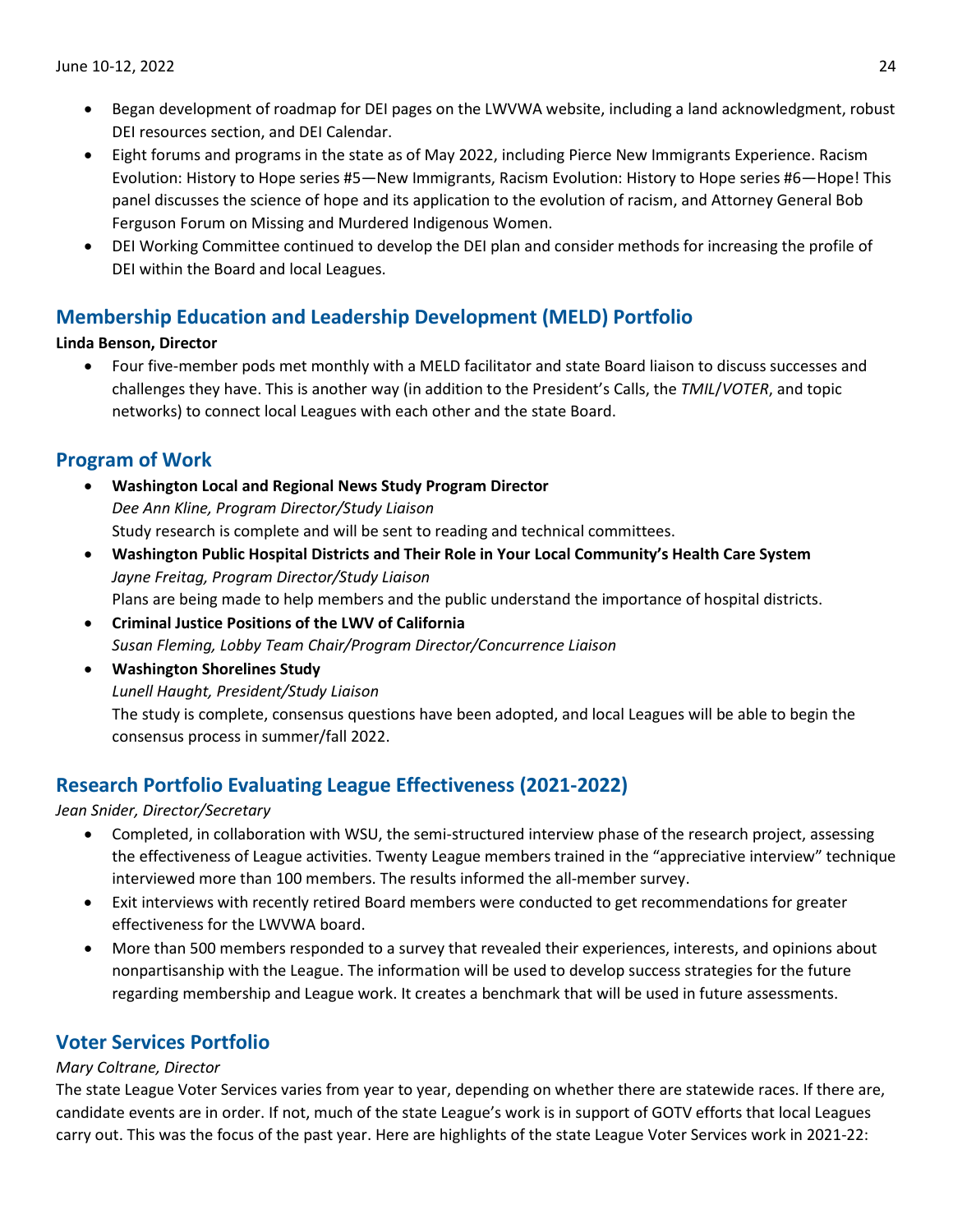- Began development of roadmap for DEI pages on the LWVWA website, including a land acknowledgment, robust DEI resources section, and DEI Calendar.
- Eight forums and programs in the state as of May 2022, including Pierce New Immigrants Experience. Racism Evolution: History to Hope series #5—New Immigrants, Racism Evolution: History to Hope series #6—Hope! This panel discusses the science of hope and its application to the evolution of racism, and Attorney General Bob Ferguson Forum on Missing and Murdered Indigenous Women.
- DEI Working Committee continued to develop the DEI plan and consider methods for increasing the profile of DEI within the Board and local Leagues.

## Membership Education and Leadership Development (MELD) Portfolio

**Linda Benson, Director**

- Four five-member pods met monthly with a MELD facilitator and state Board liaison to discuss successes and challenges they have. This is another way (in addition to the President's Calls, the *TMIL*/*VOTER*, and topic networks) to connect local Leagues with each other and the state Board.

## Program of Work

- **Washington Local and Regional News Study Program Director**
  *Dee Ann Kline, Program Director/Study Liaison*
  Study research is complete and will be sent to reading and technical committees.
- **Washington Public Hospital Districts and Their Role in Your Local Community's Health Care System**
  *Jayne Freitag, Program Director/Study Liaison*
  Plans are being made to help members and the public understand the importance of hospital districts.
- **Criminal Justice Positions of the LWV of California**
  *Susan Fleming, Lobby Team Chair/Program Director/Concurrence Liaison*
- **Washington Shorelines Study**
  *Lunell Haught, President/Study Liaison*
  The study is complete, consensus questions have been adopted, and local Leagues will be able to begin the consensus process in summer/fall 2022.

## Research Portfolio Evaluating League Effectiveness (2021-2022)

*Jean Snider, Director/Secretary*

- Completed, in collaboration with WSU, the semi-structured interview phase of the research project, assessing the effectiveness of League activities. Twenty League members trained in the "appreciative interview" technique interviewed more than 100 members. The results informed the all-member survey.
- Exit interviews with recently retired Board members were conducted to get recommendations for greater effectiveness for the LWVWA board.
- More than 500 members responded to a survey that revealed their experiences, interests, and opinions about nonpartisanship with the League. The information will be used to develop success strategies for the future regarding membership and League work. It creates a benchmark that will be used in future assessments.

## Voter Services Portfolio

*Mary Coltrane, Director*

The state League Voter Services varies from year to year, depending on whether there are statewide races. If there are, candidate events are in order. If not, much of the state League's work is in support of GOTV efforts that local Leagues carry out. This was the focus of the past year. Here are highlights of the state League Voter Services work in 2021-22: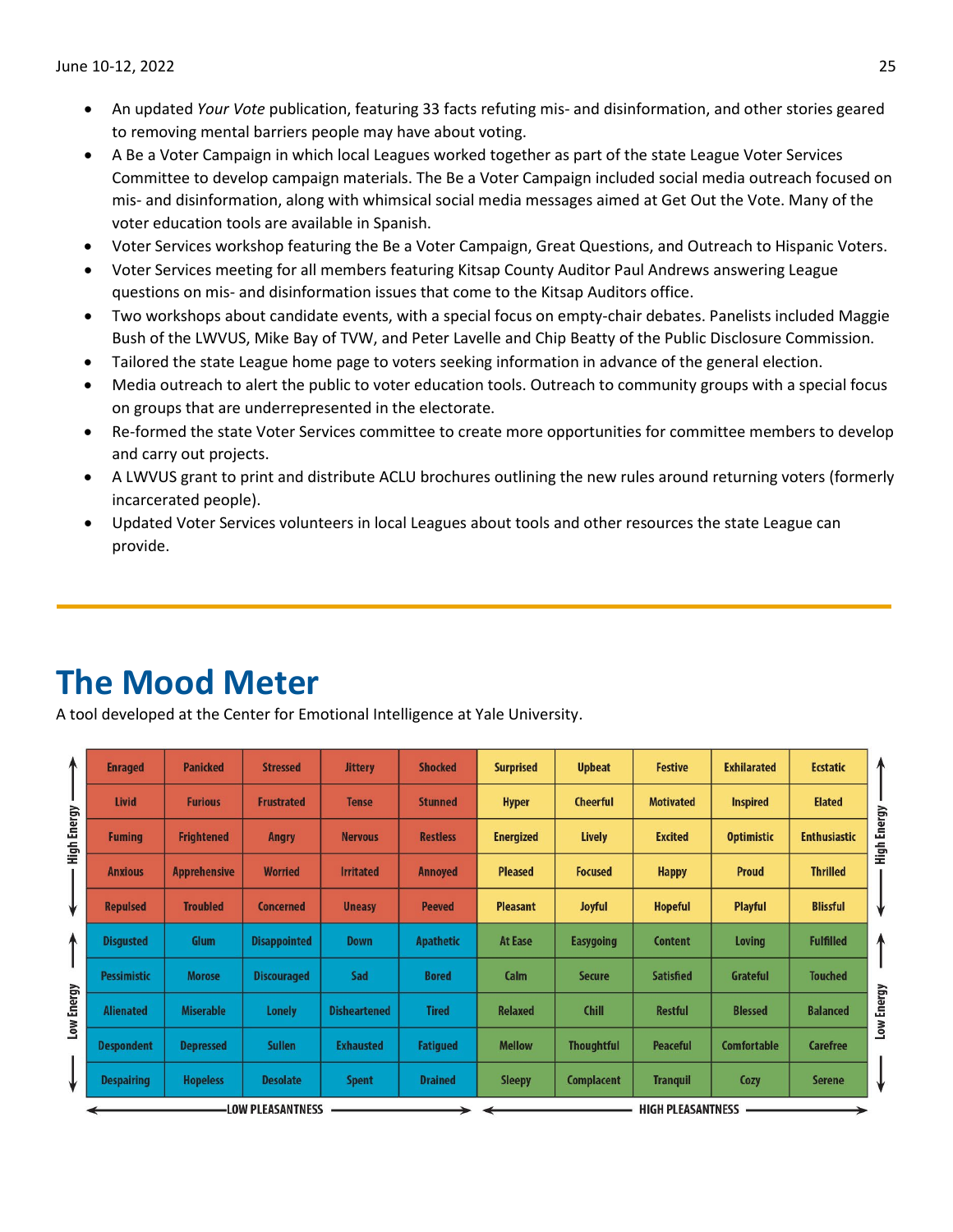- An updated *Your Vote* publication, featuring 33 facts refuting mis- and disinformation, and other stories geared to removing mental barriers people may have about voting.
- A Be a Voter Campaign in which local Leagues worked together as part of the state League Voter Services Committee to develop campaign materials. The Be a Voter Campaign included social media outreach focused on mis- and disinformation, along with whimsical social media messages aimed at Get Out the Vote. Many of the voter education tools are available in Spanish.
- Voter Services workshop featuring the Be a Voter Campaign, Great Questions, and Outreach to Hispanic Voters.
- Voter Services meeting for all members featuring Kitsap County Auditor Paul Andrews answering League questions on mis- and disinformation issues that come to the Kitsap Auditors office.
- Two workshops about candidate events, with a special focus on empty-chair debates. Panelists included Maggie Bush of the LWVUS, Mike Bay of TVW, and Peter Lavelle and Chip Beatty of the Public Disclosure Commission.
- Tailored the state League home page to voters seeking information in advance of the general election.
- Media outreach to alert the public to voter education tools. Outreach to community groups with a special focus on groups that are underrepresented in the electorate.
- Re-formed the state Voter Services committee to create more opportunities for committee members to develop and carry out projects.
- A LWVUS grant to print and distribute ACLU brochures outlining the new rules around returning voters (formerly incarcerated people).
- Updated Voter Services volunteers in local Leagues about tools and other resources the state League can provide.

---

# The Mood Meter

A tool developed at the Center for Emotional Intelligence at Yale University.

| | | | | | | | | | |
|---|---|---|---|---|---|---|---|---|---|
| Enraged | Panicked | Stressed | Jittery | Shocked | Surprised | Upbeat | Festive | Exhilarated | Ecstatic |
| Livid | Furious | Frustrated | Tense | Stunned | Hyper | Cheerful | Motivated | Inspired | Elated |
| Fuming | Frightened | Angry | Nervous | Restless | Energized | Lively | Excited | Optimistic | Enthusiastic |
| Anxious | Apprehensive | Worried | Irritated | Annoyed | Pleased | Focused | Happy | Proud | Thrilled |
| Repulsed | Troubled | Concerned | Uneasy | Peeved | Pleasant | Joyful | Hopeful | Playful | Blissful |
| Disgusted | Glum | Disappointed | Down | Apathetic | At Ease | Easygoing | Content | Loving | Fulfilled |
| Pessimistic | Morose | Discouraged | Sad | Bored | Calm | Secure | Satisfied | Grateful | Touched |
| Alienated | Miserable | Lonely | Disheartened | Tired | Relaxed | Chill | Restful | Blessed | Balanced |
| Despondent | Depressed | Sullen | Exhausted | Fatigued | Mellow | Thoughtful | Peaceful | Comfortable | Carefree |
| Despairing | Hopeless | Desolate | Spent | Drained | Sleepy | Complacent | Tranquil | Cozy | Serene |

High Energy (top rows) — Low Energy (bottom rows)

LOW PLEASANTNESS (left columns) — HIGH PLEASANTNESS (right columns)